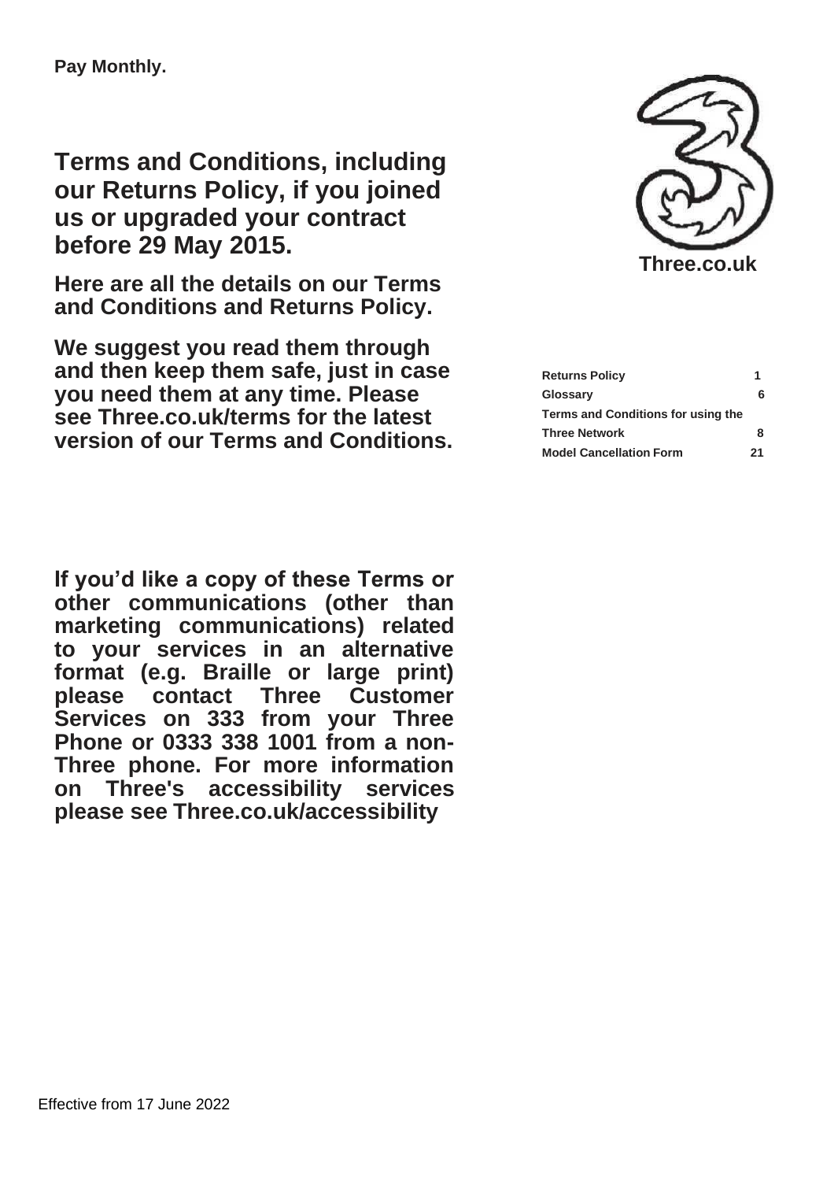**Pay Monthly.**

# Terms and Conditions, including our Returns Policy, if you joined us or upgraded your contract before 29 May 2015.

**Here are all the details on our Terms and Conditions and Returns Policy.**

**We suggest you read them through and then keep them safe, just in case you need them at any time. Please see Three.co.uk/terms for the latest version of our Terms and Conditions.**

**Three.co.uk**

| | |
|---|---|
| **Returns Policy** | **1** |
| **Glossary** | **6** |
| **Terms and Conditions for using the Three Network** | **8** |
| **Model Cancellation Form** | **21** |

**If you'd like a copy of these Terms or other communications (other than marketing communications) related to your services in an alternative format (e.g. Braille or large print) please contact Three Customer Services on 333 from your Three Phone or 0333 338 1001 from a non-Three phone. For more information on Three's accessibility services please see Three.co.uk/accessibility**

Effective from 17 June 2022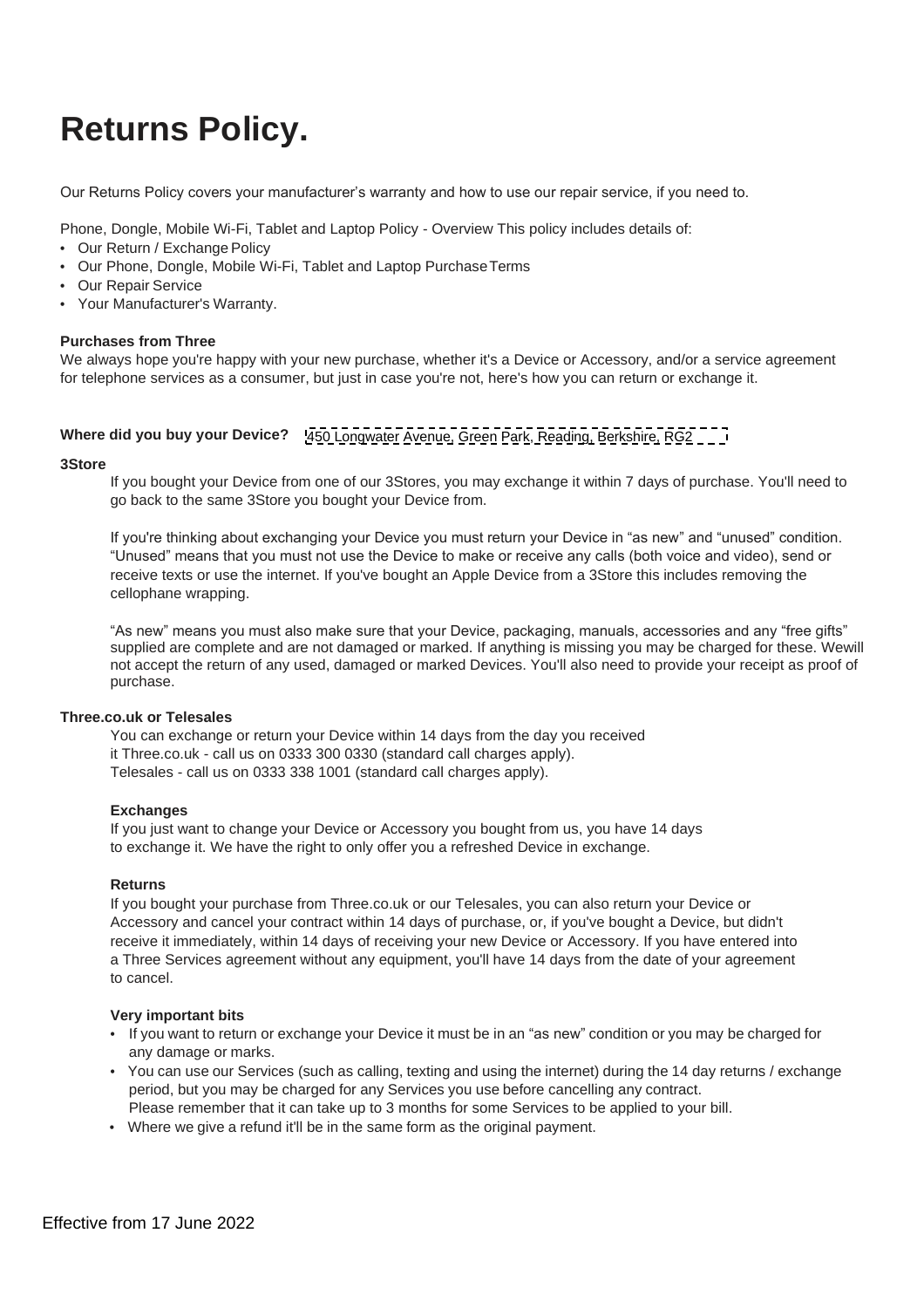# Returns Policy.

Our Returns Policy covers your manufacturer's warranty and how to use our repair service, if you need to.

Phone, Dongle, Mobile Wi-Fi, Tablet and Laptop Policy - Overview This policy includes details of:

- Our Return / Exchange Policy
- Our Phone, Dongle, Mobile Wi-Fi, Tablet and Laptop Purchase Terms
- Our Repair Service
- Your Manufacturer's Warranty.

**Purchases from Three**

We always hope you're happy with your new purchase, whether it's a Device or Accessory, and/or a service agreement for telephone services as a consumer, but just in case you're not, here's how you can return or exchange it.

**Where did you buy your Device?** 450 Longwater Avenue, Green Park, Reading, Berkshire, RG2

**3Store**

If you bought your Device from one of our 3Stores, you may exchange it within 7 days of purchase. You'll need to go back to the same 3Store you bought your Device from.

If you're thinking about exchanging your Device you must return your Device in "as new" and "unused" condition. "Unused" means that you must not use the Device to make or receive any calls (both voice and video), send or receive texts or use the internet. If you've bought an Apple Device from a 3Store this includes removing the cellophane wrapping.

"As new" means you must also make sure that your Device, packaging, manuals, accessories and any "free gifts" supplied are complete and are not damaged or marked. If anything is missing you may be charged for these. Wewill not accept the return of any used, damaged or marked Devices. You'll also need to provide your receipt as proof of purchase.

**Three.co.uk or Telesales**

You can exchange or return your Device within 14 days from the day you received it Three.co.uk - call us on 0333 300 0330 (standard call charges apply).
Telesales - call us on 0333 338 1001 (standard call charges apply).

**Exchanges**

If you just want to change your Device or Accessory you bought from us, you have 14 days to exchange it. We have the right to only offer you a refreshed Device in exchange.

**Returns**

If you bought your purchase from Three.co.uk or our Telesales, you can also return your Device or Accessory and cancel your contract within 14 days of purchase, or, if you've bought a Device, but didn't receive it immediately, within 14 days of receiving your new Device or Accessory. If you have entered into a Three Services agreement without any equipment, you'll have 14 days from the date of your agreement to cancel.

**Very important bits**

- If you want to return or exchange your Device it must be in an "as new" condition or you may be charged for any damage or marks.
- You can use our Services (such as calling, texting and using the internet) during the 14 day returns / exchange period, but you may be charged for any Services you use before cancelling any contract. Please remember that it can take up to 3 months for some Services to be applied to your bill.
- Where we give a refund it'll be in the same form as the original payment.

Effective from 17 June 2022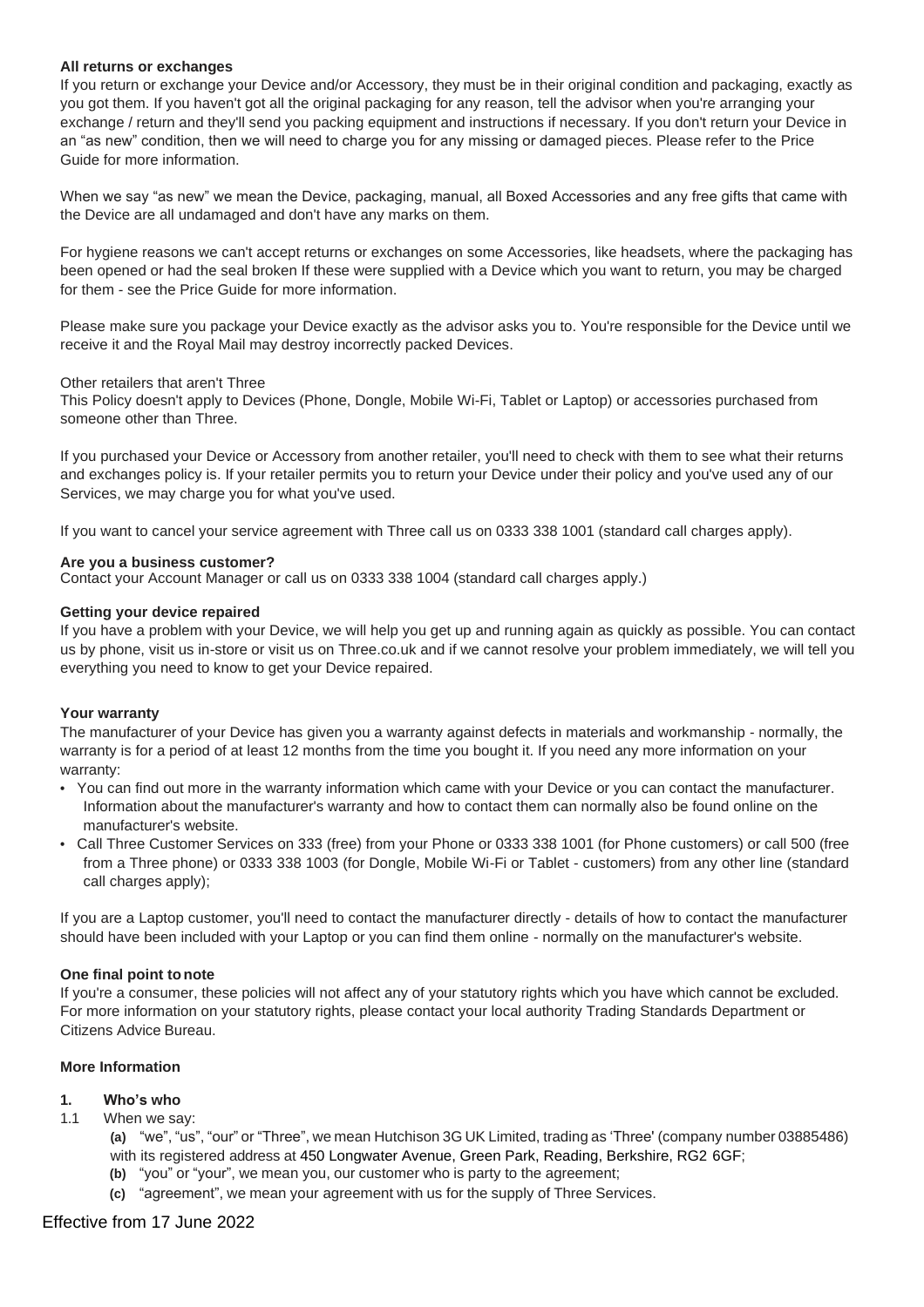**All returns or exchanges**

If you return or exchange your Device and/or Accessory, they must be in their original condition and packaging, exactly as you got them. If you haven't got all the original packaging for any reason, tell the advisor when you're arranging your exchange / return and they'll send you packing equipment and instructions if necessary. If you don't return your Device in an "as new" condition, then we will need to charge you for any missing or damaged pieces. Please refer to the Price Guide for more information.

When we say "as new" we mean the Device, packaging, manual, all Boxed Accessories and any free gifts that came with the Device are all undamaged and don't have any marks on them.

For hygiene reasons we can't accept returns or exchanges on some Accessories, like headsets, where the packaging has been opened or had the seal broken If these were supplied with a Device which you want to return, you may be charged for them - see the Price Guide for more information.

Please make sure you package your Device exactly as the advisor asks you to. You're responsible for the Device until we receive it and the Royal Mail may destroy incorrectly packed Devices.

Other retailers that aren't Three

This Policy doesn't apply to Devices (Phone, Dongle, Mobile Wi-Fi, Tablet or Laptop) or accessories purchased from someone other than Three.

If you purchased your Device or Accessory from another retailer, you'll need to check with them to see what their returns and exchanges policy is. If your retailer permits you to return your Device under their policy and you've used any of our Services, we may charge you for what you've used.

If you want to cancel your service agreement with Three call us on 0333 338 1001 (standard call charges apply).

**Are you a business customer?**

Contact your Account Manager or call us on 0333 338 1004 (standard call charges apply.)

**Getting your device repaired**

If you have a problem with your Device, we will help you get up and running again as quickly as possible. You can contact us by phone, visit us in-store or visit us on Three.co.uk and if we cannot resolve your problem immediately, we will tell you everything you need to know to get your Device repaired.

**Your warranty**

The manufacturer of your Device has given you a warranty against defects in materials and workmanship - normally, the warranty is for a period of at least 12 months from the time you bought it. If you need any more information on your warranty:

- You can find out more in the warranty information which came with your Device or you can contact the manufacturer. Information about the manufacturer's warranty and how to contact them can normally also be found online on the manufacturer's website.
- Call Three Customer Services on 333 (free) from your Phone or 0333 338 1001 (for Phone customers) or call 500 (free from a Three phone) or 0333 338 1003 (for Dongle, Mobile Wi-Fi or Tablet - customers) from any other line (standard call charges apply);

If you are a Laptop customer, you'll need to contact the manufacturer directly - details of how to contact the manufacturer should have been included with your Laptop or you can find them online - normally on the manufacturer's website.

**One final point to note**

If you're a consumer, these policies will not affect any of your statutory rights which you have which cannot be excluded. For more information on your statutory rights, please contact your local authority Trading Standards Department or Citizens Advice Bureau.

**More Information**

**1. Who's who**

1.1 When we say:

**(a)** "we", "us", "our" or "Three", we mean Hutchison 3G UK Limited, trading as 'Three' (company number 03885486) with its registered address at 450 Longwater Avenue, Green Park, Reading, Berkshire, RG2 6GF;

**(b)** "you" or "your", we mean you, our customer who is party to the agreement;

**(c)** "agreement", we mean your agreement with us for the supply of Three Services.

Effective from 17 June 2022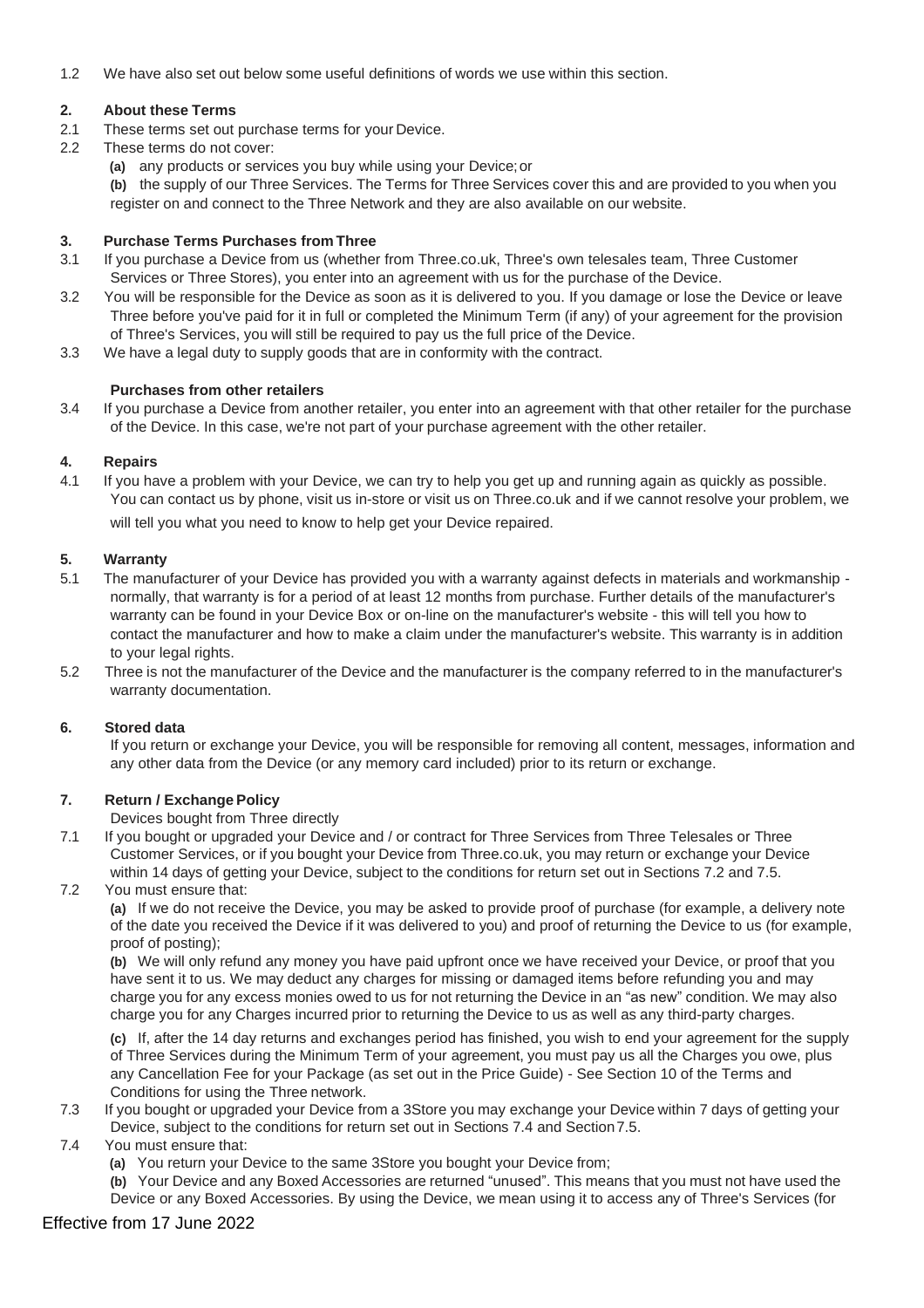1.2 We have also set out below some useful definitions of words we use within this section.

## 2. About these Terms

2.1 These terms set out purchase terms for your Device.

2.2 These terms do not cover:

**(a)** any products or services you buy while using your Device; or

**(b)** the supply of our Three Services. The Terms for Three Services cover this and are provided to you when you register on and connect to the Three Network and they are also available on our website.

## 3. Purchase Terms Purchases from Three

3.1 If you purchase a Device from us (whether from Three.co.uk, Three's own telesales team, Three Customer Services or Three Stores), you enter into an agreement with us for the purchase of the Device.

3.2 You will be responsible for the Device as soon as it is delivered to you. If you damage or lose the Device or leave Three before you've paid for it in full or completed the Minimum Term (if any) of your agreement for the provision of Three's Services, you will still be required to pay us the full price of the Device.

3.3 We have a legal duty to supply goods that are in conformity with the contract.

### Purchases from other retailers

3.4 If you purchase a Device from another retailer, you enter into an agreement with that other retailer for the purchase of the Device. In this case, we're not part of your purchase agreement with the other retailer.

## 4. Repairs

4.1 If you have a problem with your Device, we can try to help you get up and running again as quickly as possible. You can contact us by phone, visit us in-store or visit us on Three.co.uk and if we cannot resolve your problem, we will tell you what you need to know to help get your Device repaired.

## 5. Warranty

5.1 The manufacturer of your Device has provided you with a warranty against defects in materials and workmanship - normally, that warranty is for a period of at least 12 months from purchase. Further details of the manufacturer's warranty can be found in your Device Box or on-line on the manufacturer's website - this will tell you how to contact the manufacturer and how to make a claim under the manufacturer's website. This warranty is in addition to your legal rights.

5.2 Three is not the manufacturer of the Device and the manufacturer is the company referred to in the manufacturer's warranty documentation.

## 6. Stored data

If you return or exchange your Device, you will be responsible for removing all content, messages, information and any other data from the Device (or any memory card included) prior to its return or exchange.

## 7. Return / Exchange Policy

Devices bought from Three directly

7.1 If you bought or upgraded your Device and / or contract for Three Services from Three Telesales or Three Customer Services, or if you bought your Device from Three.co.uk, you may return or exchange your Device within 14 days of getting your Device, subject to the conditions for return set out in Sections 7.2 and 7.5.

7.2 You must ensure that:

**(a)** If we do not receive the Device, you may be asked to provide proof of purchase (for example, a delivery note of the date you received the Device if it was delivered to you) and proof of returning the Device to us (for example, proof of posting);

**(b)** We will only refund any money you have paid upfront once we have received your Device, or proof that you have sent it to us. We may deduct any charges for missing or damaged items before refunding you and may charge you for any excess monies owed to us for not returning the Device in an "as new" condition. We may also charge you for any Charges incurred prior to returning the Device to us as well as any third-party charges.

**(c)** If, after the 14 day returns and exchanges period has finished, you wish to end your agreement for the supply of Three Services during the Minimum Term of your agreement, you must pay us all the Charges you owe, plus any Cancellation Fee for your Package (as set out in the Price Guide) - See Section 10 of the Terms and Conditions for using the Three network.

7.3 If you bought or upgraded your Device from a 3Store you may exchange your Device within 7 days of getting your Device, subject to the conditions for return set out in Sections 7.4 and Section 7.5.

7.4 You must ensure that:

**(a)** You return your Device to the same 3Store you bought your Device from;

**(b)** Your Device and any Boxed Accessories are returned "unused". This means that you must not have used the Device or any Boxed Accessories. By using the Device, we mean using it to access any of Three's Services (for

Effective from 17 June 2022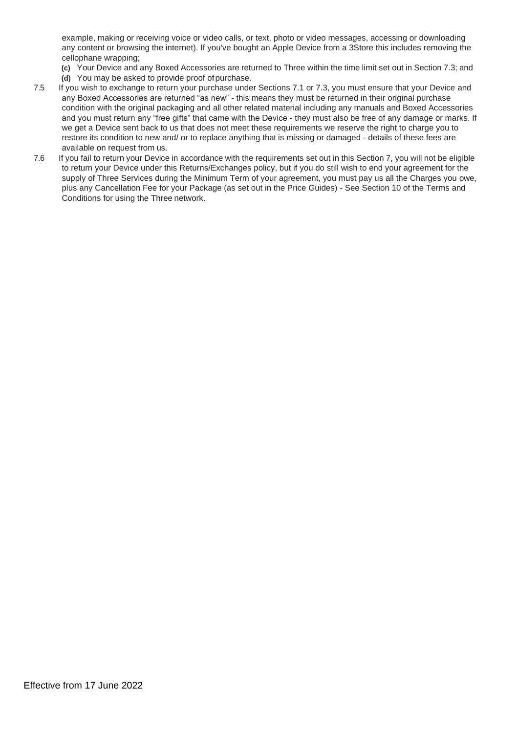example, making or receiving voice or video calls, or text, photo or video messages, accessing or downloading any content or browsing the internet). If you've bought an Apple Device from a 3Store this includes removing the cellophane wrapping;

**(c)** Your Device and any Boxed Accessories are returned to Three within the time limit set out in Section 7.3; and

**(d)** You may be asked to provide proof of purchase.

7.5 If you wish to exchange to return your purchase under Sections 7.1 or 7.3, you must ensure that your Device and any Boxed Accessories are returned "as new" - this means they must be returned in their original purchase condition with the original packaging and all other related material including any manuals and Boxed Accessories and you must return any "free gifts" that came with the Device - they must also be free of any damage or marks. If we get a Device sent back to us that does not meet these requirements we reserve the right to charge you to restore its condition to new and/ or to replace anything that is missing or damaged - details of these fees are available on request from us.

7.6 If you fail to return your Device in accordance with the requirements set out in this Section 7, you will not be eligible to return your Device under this Returns/Exchanges policy, but if you do still wish to end your agreement for the supply of Three Services during the Minimum Term of your agreement, you must pay us all the Charges you owe, plus any Cancellation Fee for your Package (as set out in the Price Guides) - See Section 10 of the Terms and Conditions for using the Three network.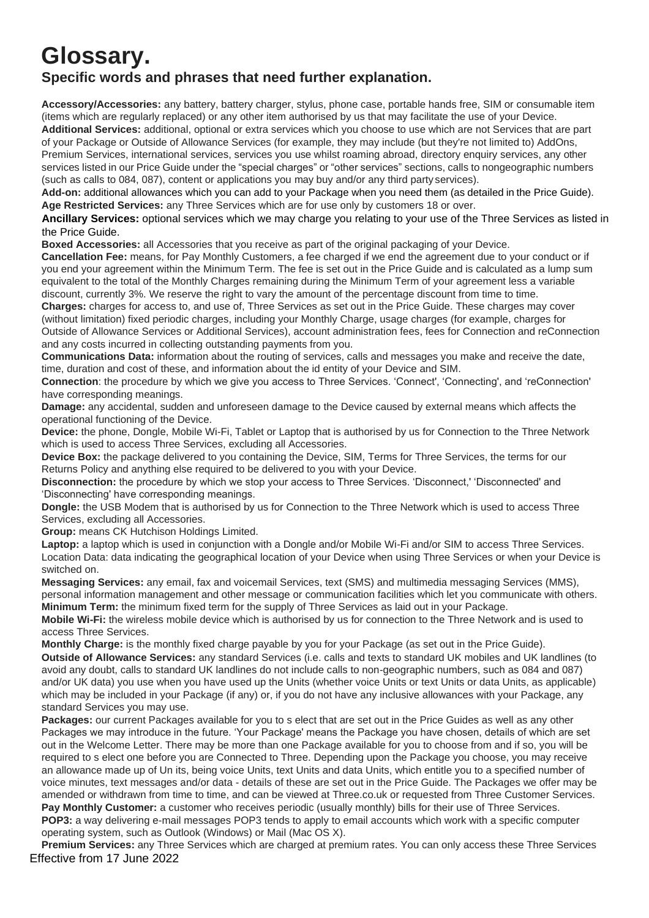# Glossary.

## Specific words and phrases that need further explanation.

**Accessory/Accessories:** any battery, battery charger, stylus, phone case, portable hands free, SIM or consumable item (items which are regularly replaced) or any other item authorised by us that may facilitate the use of your Device.

**Additional Services:** additional, optional or extra services which you choose to use which are not Services that are part of your Package or Outside of Allowance Services (for example, they may include (but they're not limited to) AddOns, Premium Services, international services, services you use whilst roaming abroad, directory enquiry services, any other services listed in our Price Guide under the "special charges" or "other services" sections, calls to nongeographic numbers (such as calls to 084, 087), content or applications you may buy and/or any third party services).

**Add-on:** additional allowances which you can add to your Package when you need them (as detailed in the Price Guide).

**Age Restricted Services:** any Three Services which are for use only by customers 18 or over.

**Ancillary Services:** optional services which we may charge you relating to your use of the Three Services as listed in the Price Guide.

**Boxed Accessories:** all Accessories that you receive as part of the original packaging of your Device.

**Cancellation Fee:** means, for Pay Monthly Customers, a fee charged if we end the agreement due to your conduct or if you end your agreement within the Minimum Term. The fee is set out in the Price Guide and is calculated as a lump sum equivalent to the total of the Monthly Charges remaining during the Minimum Term of your agreement less a variable discount, currently 3%. We reserve the right to vary the amount of the percentage discount from time to time.

**Charges:** charges for access to, and use of, Three Services as set out in the Price Guide. These charges may cover (without limitation) fixed periodic charges, including your Monthly Charge, usage charges (for example, charges for Outside of Allowance Services or Additional Services), account administration fees, fees for Connection and reConnection and any costs incurred in collecting outstanding payments from you.

**Communications Data:** information about the routing of services, calls and messages you make and receive the date, time, duration and cost of these, and information about the id entity of your Device and SIM.

**Connection**: the procedure by which we give you access to Three Services. 'Connect', 'Connecting', and 'reConnection' have corresponding meanings.

**Damage:** any accidental, sudden and unforeseen damage to the Device caused by external means which affects the operational functioning of the Device.

**Device:** the phone, Dongle, Mobile Wi-Fi, Tablet or Laptop that is authorised by us for Connection to the Three Network which is used to access Three Services, excluding all Accessories.

**Device Box:** the package delivered to you containing the Device, SIM, Terms for Three Services, the terms for our Returns Policy and anything else required to be delivered to you with your Device.

**Disconnection:** the procedure by which we stop your access to Three Services. 'Disconnect,' 'Disconnected' and 'Disconnecting' have corresponding meanings.

**Dongle:** the USB Modem that is authorised by us for Connection to the Three Network which is used to access Three Services, excluding all Accessories.

**Group:** means CK Hutchison Holdings Limited.

**Laptop:** a laptop which is used in conjunction with a Dongle and/or Mobile Wi-Fi and/or SIM to access Three Services.

Location Data: data indicating the geographical location of your Device when using Three Services or when your Device is switched on.

**Messaging Services:** any email, fax and voicemail Services, text (SMS) and multimedia messaging Services (MMS), personal information management and other message or communication facilities which let you communicate with others.

**Minimum Term:** the minimum fixed term for the supply of Three Services as laid out in your Package.

**Mobile Wi-Fi:** the wireless mobile device which is authorised by us for connection to the Three Network and is used to access Three Services.

**Monthly Charge:** is the monthly fixed charge payable by you for your Package (as set out in the Price Guide).

**Outside of Allowance Services:** any standard Services (i.e. calls and texts to standard UK mobiles and UK landlines (to avoid any doubt, calls to standard UK landlines do not include calls to non-geographic numbers, such as 084 and 087) and/or UK data) you use when you have used up the Units (whether voice Units or text Units or data Units, as applicable) which may be included in your Package (if any) or, if you do not have any inclusive allowances with your Package, any standard Services you may use.

**Packages:** our current Packages available for you to s elect that are set out in the Price Guides as well as any other Packages we may introduce in the future. 'Your Package' means the Package you have chosen, details of which are set out in the Welcome Letter. There may be more than one Package available for you to choose from and if so, you will be required to s elect one before you are Connected to Three. Depending upon the Package you choose, you may receive an allowance made up of Un its, being voice Units, text Units and data Units, which entitle you to a specified number of voice minutes, text messages and/or data - details of these are set out in the Price Guide. The Packages we offer may be amended or withdrawn from time to time, and can be viewed at Three.co.uk or requested from Three Customer Services.

**Pay Monthly Customer:** a customer who receives periodic (usually monthly) bills for their use of Three Services.

**POP3:** a way delivering e-mail messages POP3 tends to apply to email accounts which work with a specific computer operating system, such as Outlook (Windows) or Mail (Mac OS X).

**Premium Services:** any Three Services which are charged at premium rates. You can only access these Three Services

Effective from 17 June 2022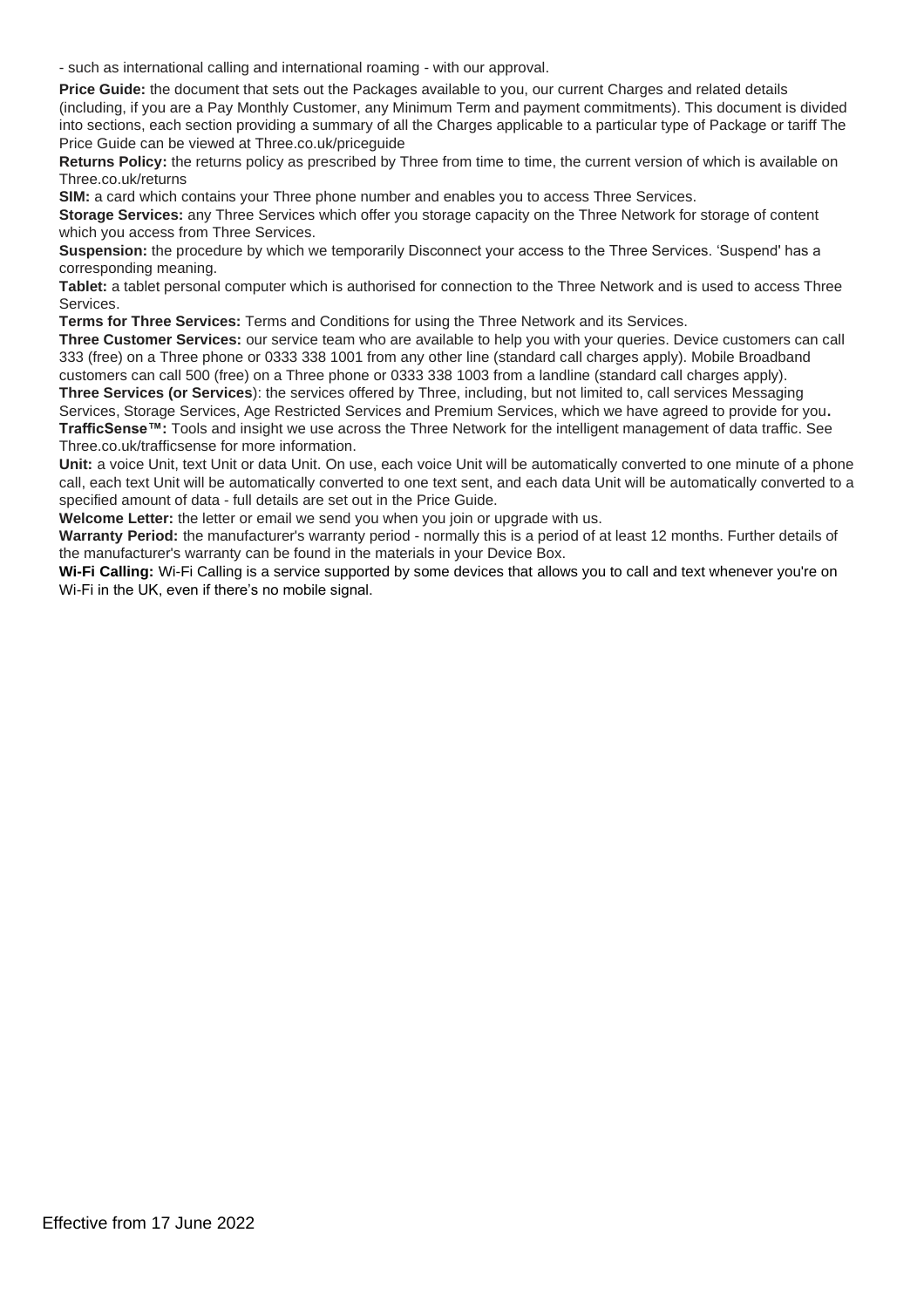- such as international calling and international roaming - with our approval.

**Price Guide:** the document that sets out the Packages available to you, our current Charges and related details (including, if you are a Pay Monthly Customer, any Minimum Term and payment commitments). This document is divided into sections, each section providing a summary of all the Charges applicable to a particular type of Package or tariff The Price Guide can be viewed at Three.co.uk/priceguide

**Returns Policy:** the returns policy as prescribed by Three from time to time, the current version of which is available on Three.co.uk/returns

**SIM:** a card which contains your Three phone number and enables you to access Three Services.

**Storage Services:** any Three Services which offer you storage capacity on the Three Network for storage of content which you access from Three Services.

**Suspension:** the procedure by which we temporarily Disconnect your access to the Three Services. 'Suspend' has a corresponding meaning.

**Tablet:** a tablet personal computer which is authorised for connection to the Three Network and is used to access Three Services.

**Terms for Three Services:** Terms and Conditions for using the Three Network and its Services.

**Three Customer Services:** our service team who are available to help you with your queries. Device customers can call 333 (free) on a Three phone or 0333 338 1001 from any other line (standard call charges apply). Mobile Broadband customers can call 500 (free) on a Three phone or 0333 338 1003 from a landline (standard call charges apply).

**Three Services (or Services**): the services offered by Three, including, but not limited to, call services Messaging Services, Storage Services, Age Restricted Services and Premium Services, which we have agreed to provide for you**.**

**TrafficSense™:** Tools and insight we use across the Three Network for the intelligent management of data traffic. See Three.co.uk/trafficsense for more information.

**Unit:** a voice Unit, text Unit or data Unit. On use, each voice Unit will be automatically converted to one minute of a phone call, each text Unit will be automatically converted to one text sent, and each data Unit will be automatically converted to a specified amount of data - full details are set out in the Price Guide.

**Welcome Letter:** the letter or email we send you when you join or upgrade with us.

**Warranty Period:** the manufacturer's warranty period - normally this is a period of at least 12 months. Further details of the manufacturer's warranty can be found in the materials in your Device Box.

**Wi-Fi Calling:** Wi-Fi Calling is a service supported by some devices that allows you to call and text whenever you're on Wi-Fi in the UK, even if there's no mobile signal.

Effective from 17 June 2022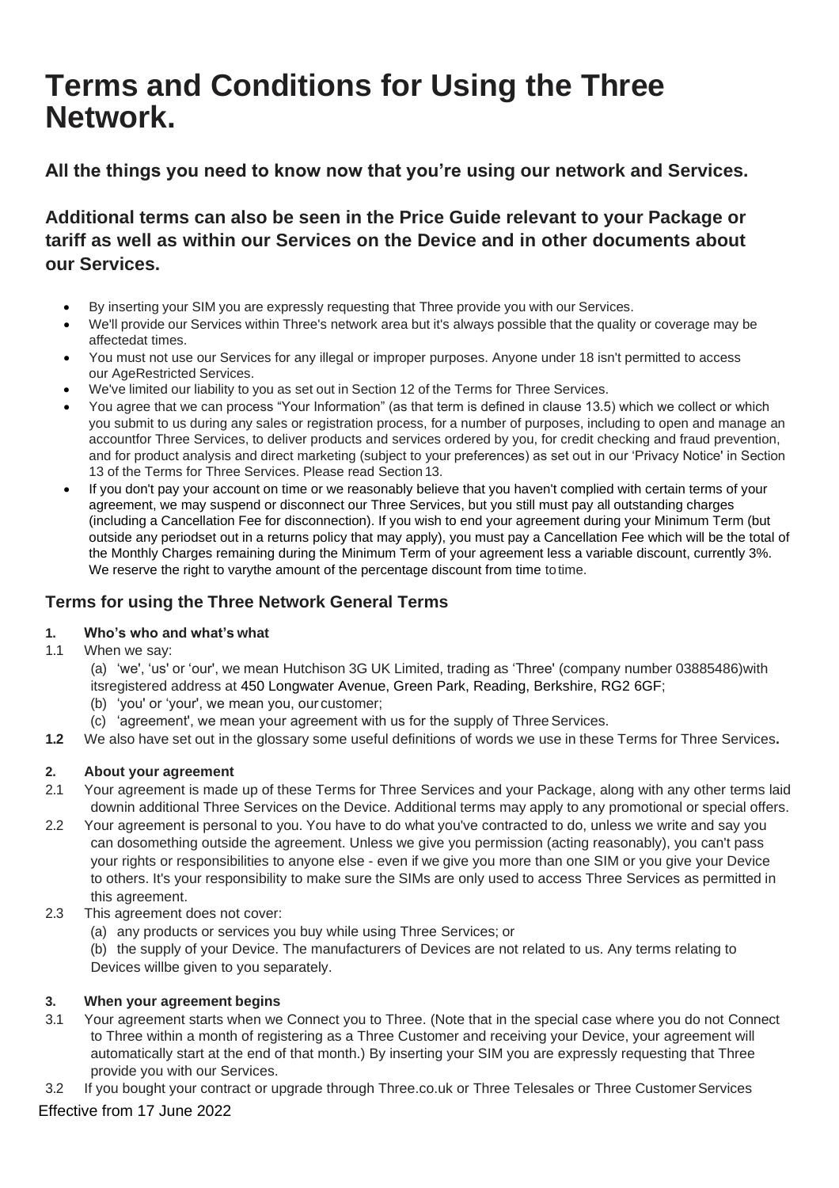# Terms and Conditions for Using the Three Network.

### All the things you need to know now that you're using our network and Services.

### Additional terms can also be seen in the Price Guide relevant to your Package or tariff as well as within our Services on the Device and in other documents about our Services.

- By inserting your SIM you are expressly requesting that Three provide you with our Services.
- We'll provide our Services within Three's network area but it's always possible that the quality or coverage may be affectedat times.
- You must not use our Services for any illegal or improper purposes. Anyone under 18 isn't permitted to access our AgeRestricted Services.
- We've limited our liability to you as set out in Section 12 of the Terms for Three Services.
- You agree that we can process "Your Information" (as that term is defined in clause 13.5) which we collect or which you submit to us during any sales or registration process, for a number of purposes, including to open and manage an accountfor Three Services, to deliver products and services ordered by you, for credit checking and fraud prevention, and for product analysis and direct marketing (subject to your preferences) as set out in our 'Privacy Notice' in Section 13 of the Terms for Three Services. Please read Section 13.
- If you don't pay your account on time or we reasonably believe that you haven't complied with certain terms of your agreement, we may suspend or disconnect our Three Services, but you still must pay all outstanding charges (including a Cancellation Fee for disconnection). If you wish to end your agreement during your Minimum Term (but outside any periodset out in a returns policy that may apply), you must pay a Cancellation Fee which will be the total of the Monthly Charges remaining during the Minimum Term of your agreement less a variable discount, currently 3%. We reserve the right to varythe amount of the percentage discount from time to time.

### Terms for using the Three Network General Terms

**1. Who's who and what's what**

1.1 When we say:

(a) 'we', 'us' or 'our', we mean Hutchison 3G UK Limited, trading as 'Three' (company number 03885486)with itsregistered address at 450 Longwater Avenue, Green Park, Reading, Berkshire, RG2 6GF;

(b) 'you' or 'your', we mean you, our customer;

(c) 'agreement', we mean your agreement with us for the supply of Three Services.

**1.2** We also have set out in the glossary some useful definitions of words we use in these Terms for Three Services**.**

**2. About your agreement**

2.1 Your agreement is made up of these Terms for Three Services and your Package, along with any other terms laid downin additional Three Services on the Device. Additional terms may apply to any promotional or special offers.

2.2 Your agreement is personal to you. You have to do what you've contracted to do, unless we write and say you can dosomething outside the agreement. Unless we give you permission (acting reasonably), you can't pass your rights or responsibilities to anyone else - even if we give you more than one SIM or you give your Device to others. It's your responsibility to make sure the SIMs are only used to access Three Services as permitted in this agreement.

2.3 This agreement does not cover:

(a) any products or services you buy while using Three Services; or

(b) the supply of your Device. The manufacturers of Devices are not related to us. Any terms relating to Devices willbe given to you separately.

**3. When your agreement begins**

3.1 Your agreement starts when we Connect you to Three. (Note that in the special case where you do not Connect to Three within a month of registering as a Three Customer and receiving your Device, your agreement will automatically start at the end of that month.) By inserting your SIM you are expressly requesting that Three provide you with our Services.

3.2 If you bought your contract or upgrade through Three.co.uk or Three Telesales or Three Customer Services

Effective from 17 June 2022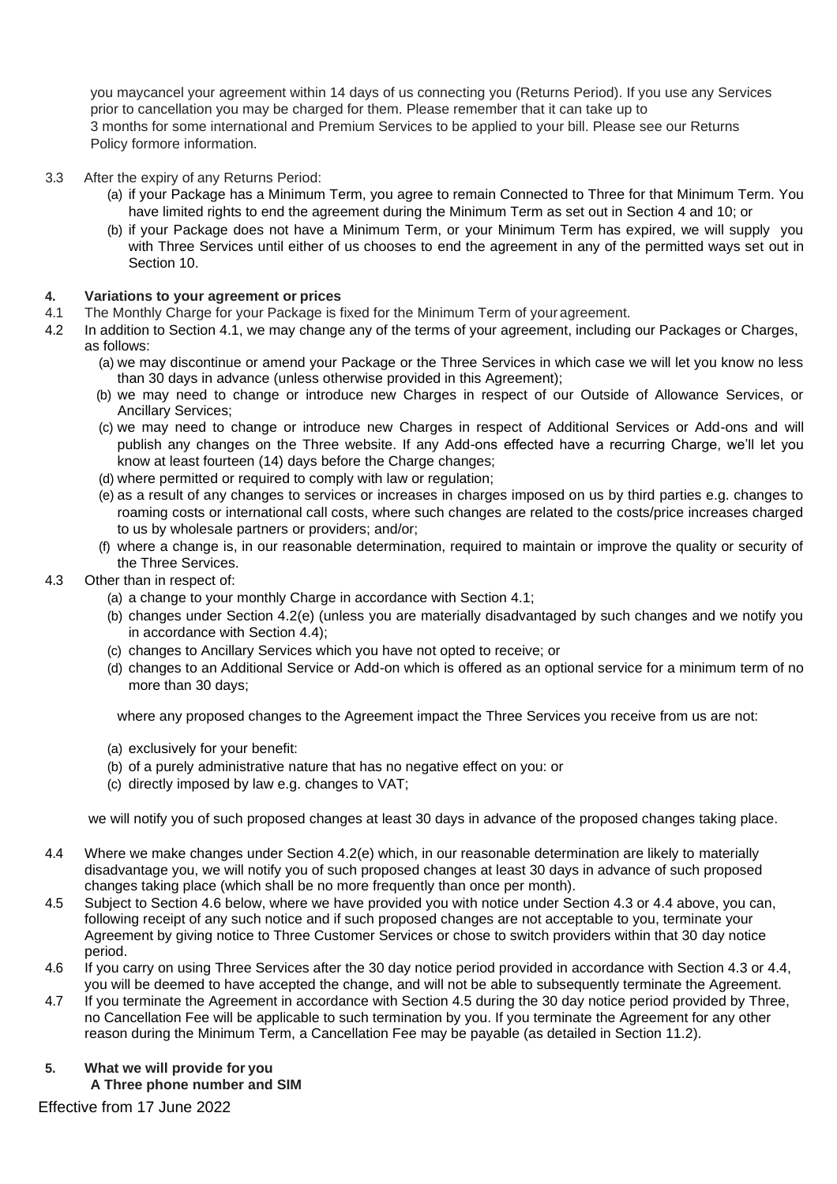you maycancel your agreement within 14 days of us connecting you (Returns Period). If you use any Services prior to cancellation you may be charged for them. Please remember that it can take up to 3 months for some international and Premium Services to be applied to your bill. Please see our Returns Policy formore information.

3.3 After the expiry of any Returns Period:

(a) if your Package has a Minimum Term, you agree to remain Connected to Three for that Minimum Term. You have limited rights to end the agreement during the Minimum Term as set out in Section 4 and 10; or

(b) if your Package does not have a Minimum Term, or your Minimum Term has expired, we will supply you with Three Services until either of us chooses to end the agreement in any of the permitted ways set out in Section 10.

**4. Variations to your agreement or prices**

4.1 The Monthly Charge for your Package is fixed for the Minimum Term of your agreement.

4.2 In addition to Section 4.1, we may change any of the terms of your agreement, including our Packages or Charges, as follows:

(a) we may discontinue or amend your Package or the Three Services in which case we will let you know no less than 30 days in advance (unless otherwise provided in this Agreement);

(b) we may need to change or introduce new Charges in respect of our Outside of Allowance Services, or Ancillary Services;

(c) we may need to change or introduce new Charges in respect of Additional Services or Add-ons and will publish any changes on the Three website. If any Add-ons effected have a recurring Charge, we'll let you know at least fourteen (14) days before the Charge changes;

(d) where permitted or required to comply with law or regulation;

(e) as a result of any changes to services or increases in charges imposed on us by third parties e.g. changes to roaming costs or international call costs, where such changes are related to the costs/price increases charged to us by wholesale partners or providers; and/or;

(f) where a change is, in our reasonable determination, required to maintain or improve the quality or security of the Three Services.

4.3 Other than in respect of:

(a) a change to your monthly Charge in accordance with Section 4.1;

(b) changes under Section 4.2(e) (unless you are materially disadvantaged by such changes and we notify you in accordance with Section 4.4);

(c) changes to Ancillary Services which you have not opted to receive; or

(d) changes to an Additional Service or Add-on which is offered as an optional service for a minimum term of no more than 30 days;

where any proposed changes to the Agreement impact the Three Services you receive from us are not:

(a) exclusively for your benefit:

(b) of a purely administrative nature that has no negative effect on you: or

(c) directly imposed by law e.g. changes to VAT;

we will notify you of such proposed changes at least 30 days in advance of the proposed changes taking place.

4.4 Where we make changes under Section 4.2(e) which, in our reasonable determination are likely to materially disadvantage you, we will notify you of such proposed changes at least 30 days in advance of such proposed changes taking place (which shall be no more frequently than once per month).

4.5 Subject to Section 4.6 below, where we have provided you with notice under Section 4.3 or 4.4 above, you can, following receipt of any such notice and if such proposed changes are not acceptable to you, terminate your Agreement by giving notice to Three Customer Services or chose to switch providers within that 30 day notice period.

4.6 If you carry on using Three Services after the 30 day notice period provided in accordance with Section 4.3 or 4.4, you will be deemed to have accepted the change, and will not be able to subsequently terminate the Agreement.

4.7 If you terminate the Agreement in accordance with Section 4.5 during the 30 day notice period provided by Three, no Cancellation Fee will be applicable to such termination by you. If you terminate the Agreement for any other reason during the Minimum Term, a Cancellation Fee may be payable (as detailed in Section 11.2).

**5. What we will provide for you**

**A Three phone number and SIM**

Effective from 17 June 2022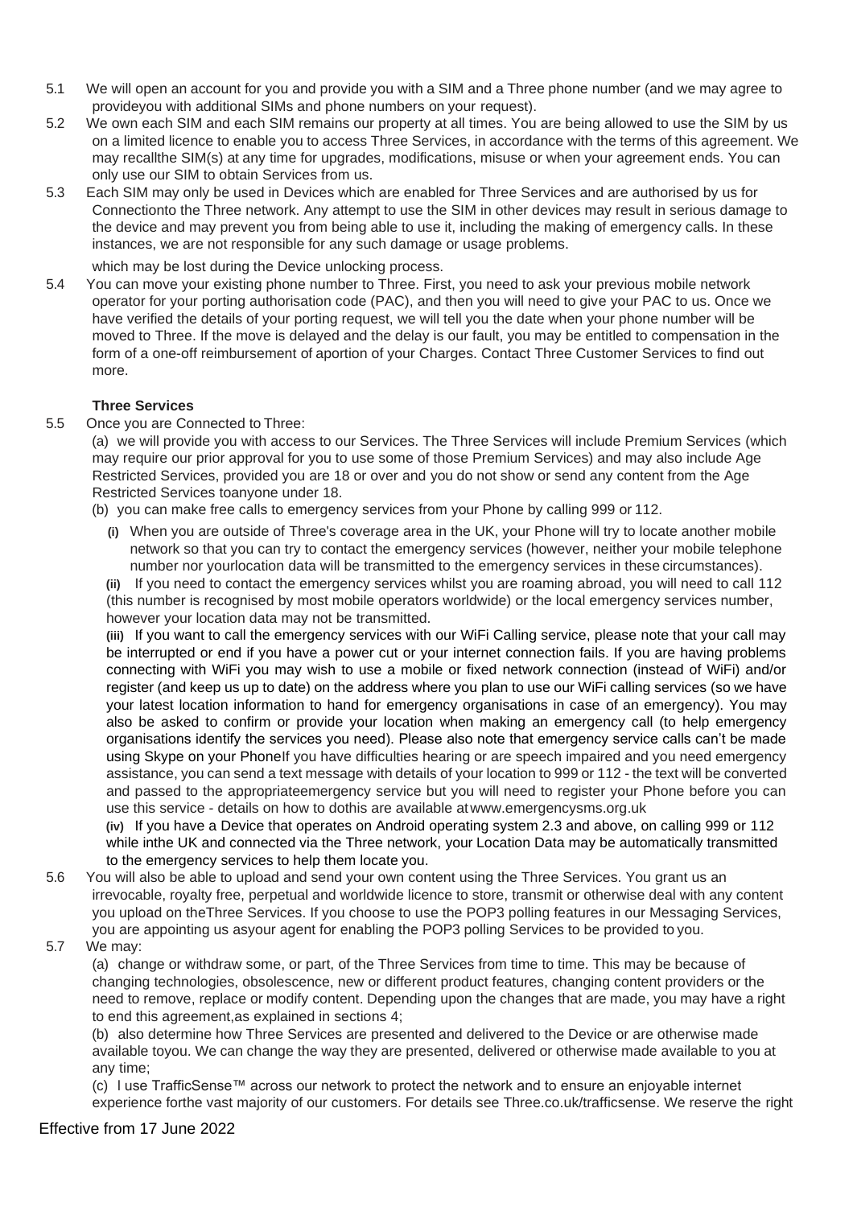5.1 We will open an account for you and provide you with a SIM and a Three phone number (and we may agree to provideyou with additional SIMs and phone numbers on your request).

5.2 We own each SIM and each SIM remains our property at all times. You are being allowed to use the SIM by us on a limited licence to enable you to access Three Services, in accordance with the terms of this agreement. We may recallthe SIM(s) at any time for upgrades, modifications, misuse or when your agreement ends. You can only use our SIM to obtain Services from us.

5.3 Each SIM may only be used in Devices which are enabled for Three Services and are authorised by us for Connectionto the Three network. Any attempt to use the SIM in other devices may result in serious damage to the device and may prevent you from being able to use it, including the making of emergency calls. In these instances, we are not responsible for any such damage or usage problems.

which may be lost during the Device unlocking process.

5.4 You can move your existing phone number to Three. First, you need to ask your previous mobile network operator for your porting authorisation code (PAC), and then you will need to give your PAC to us. Once we have verified the details of your porting request, we will tell you the date when your phone number will be moved to Three. If the move is delayed and the delay is our fault, you may be entitled to compensation in the form of a one-off reimbursement of aportion of your Charges. Contact Three Customer Services to find out more.

**Three Services**

5.5 Once you are Connected to Three:

(a) we will provide you with access to our Services. The Three Services will include Premium Services (which may require our prior approval for you to use some of those Premium Services) and may also include Age Restricted Services, provided you are 18 or over and you do not show or send any content from the Age Restricted Services toanyone under 18.

(b) you can make free calls to emergency services from your Phone by calling 999 or 112.

**(i)** When you are outside of Three's coverage area in the UK, your Phone will try to locate another mobile network so that you can try to contact the emergency services (however, neither your mobile telephone number nor yourlocation data will be transmitted to the emergency services in these circumstances).

**(ii)** If you need to contact the emergency services whilst you are roaming abroad, you will need to call 112 (this number is recognised by most mobile operators worldwide) or the local emergency services number, however your location data may not be transmitted.

**(iii)** If you want to call the emergency services with our WiFi Calling service, please note that your call may be interrupted or end if you have a power cut or your internet connection fails. If you are having problems connecting with WiFi you may wish to use a mobile or fixed network connection (instead of WiFi) and/or register (and keep us up to date) on the address where you plan to use our WiFi calling services (so we have your latest location information to hand for emergency organisations in case of an emergency). You may also be asked to confirm or provide your location when making an emergency call (to help emergency organisations identify the services you need). Please also note that emergency service calls can't be made using Skype on your PhoneIf you have difficulties hearing or are speech impaired and you need emergency assistance, you can send a text message with details of your location to 999 or 112 - the text will be converted and passed to the appropriateemergency service but you will need to register your Phone before you can use this service - details on how to dothis are available atwww.emergencysms.org.uk

**(iv)** If you have a Device that operates on Android operating system 2.3 and above, on calling 999 or 112 while inthe UK and connected via the Three network, your Location Data may be automatically transmitted to the emergency services to help them locate you.

5.6 You will also be able to upload and send your own content using the Three Services. You grant us an irrevocable, royalty free, perpetual and worldwide licence to store, transmit or otherwise deal with any content you upload on theThree Services. If you choose to use the POP3 polling features in our Messaging Services, you are appointing us asyour agent for enabling the POP3 polling Services to be provided to you.

5.7 We may:

(a) change or withdraw some, or part, of the Three Services from time to time. This may be because of changing technologies, obsolescence, new or different product features, changing content providers or the need to remove, replace or modify content. Depending upon the changes that are made, you may have a right to end this agreement,as explained in sections 4;

(b) also determine how Three Services are presented and delivered to the Device or are otherwise made available toyou. We can change the way they are presented, delivered or otherwise made available to you at any time;

(c) l use TrafficSense™ across our network to protect the network and to ensure an enjoyable internet experience forthe vast majority of our customers. For details see Three.co.uk/trafficsense. We reserve the right

Effective from 17 June 2022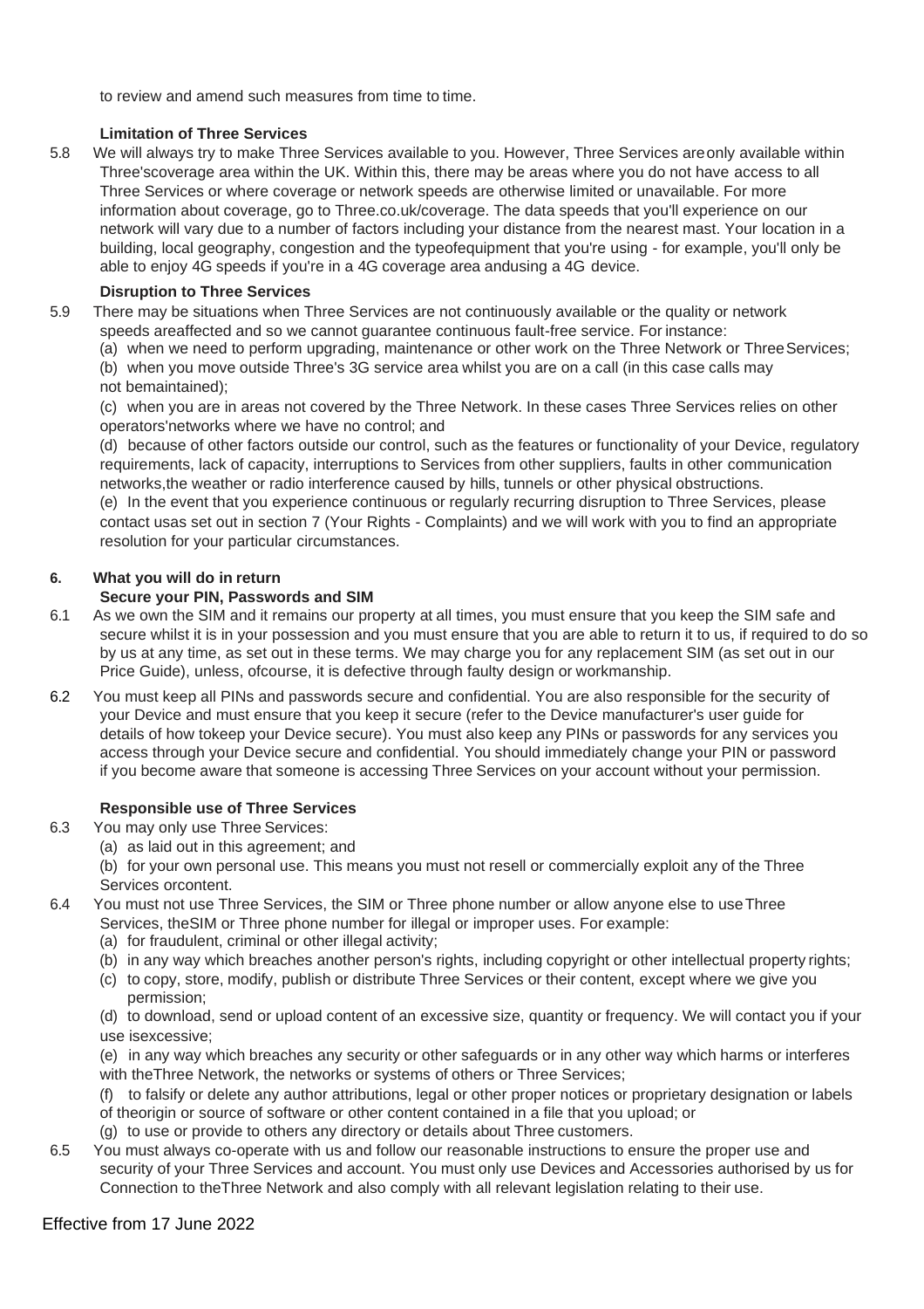to review and amend such measures from time to time.

**Limitation of Three Services**

5.8 We will always try to make Three Services available to you. However, Three Services areonly available within Three'scoverage area within the UK. Within this, there may be areas where you do not have access to all Three Services or where coverage or network speeds are otherwise limited or unavailable. For more information about coverage, go to Three.co.uk/coverage. The data speeds that you'll experience on our network will vary due to a number of factors including your distance from the nearest mast. Your location in a building, local geography, congestion and the typeofequipment that you're using - for example, you'll only be able to enjoy 4G speeds if you're in a 4G coverage area andusing a 4G device.

**Disruption to Three Services**

5.9 There may be situations when Three Services are not continuously available or the quality or network speeds areaffected and so we cannot guarantee continuous fault-free service. For instance:

(a) when we need to perform upgrading, maintenance or other work on the Three Network or ThreeServices;

(b) when you move outside Three's 3G service area whilst you are on a call (in this case calls may not bemaintained);

(c) when you are in areas not covered by the Three Network. In these cases Three Services relies on other operators'networks where we have no control; and

(d) because of other factors outside our control, such as the features or functionality of your Device, regulatory requirements, lack of capacity, interruptions to Services from other suppliers, faults in other communication networks,the weather or radio interference caused by hills, tunnels or other physical obstructions.

(e) In the event that you experience continuous or regularly recurring disruption to Three Services, please contact usas set out in section 7 (Your Rights - Complaints) and we will work with you to find an appropriate resolution for your particular circumstances.

**6. What you will do in return**

**Secure your PIN, Passwords and SIM**

6.1 As we own the SIM and it remains our property at all times, you must ensure that you keep the SIM safe and secure whilst it is in your possession and you must ensure that you are able to return it to us, if required to do so by us at any time, as set out in these terms. We may charge you for any replacement SIM (as set out in our Price Guide), unless, ofcourse, it is defective through faulty design or workmanship.

6.2 You must keep all PINs and passwords secure and confidential. You are also responsible for the security of your Device and must ensure that you keep it secure (refer to the Device manufacturer's user guide for details of how tokeep your Device secure). You must also keep any PINs or passwords for any services you access through your Device secure and confidential. You should immediately change your PIN or password if you become aware that someone is accessing Three Services on your account without your permission.

**Responsible use of Three Services**

6.3 You may only use Three Services:

(a) as laid out in this agreement; and

(b) for your own personal use. This means you must not resell or commercially exploit any of the Three Services orcontent.

6.4 You must not use Three Services, the SIM or Three phone number or allow anyone else to useThree Services, theSIM or Three phone number for illegal or improper uses. For example:

(a) for fraudulent, criminal or other illegal activity;

(b) in any way which breaches another person's rights, including copyright or other intellectual property rights;

(c) to copy, store, modify, publish or distribute Three Services or their content, except where we give you permission;

(d) to download, send or upload content of an excessive size, quantity or frequency. We will contact you if your use isexcessive;

(e) in any way which breaches any security or other safeguards or in any other way which harms or interferes with theThree Network, the networks or systems of others or Three Services;

(f) to falsify or delete any author attributions, legal or other proper notices or proprietary designation or labels of theorigin or source of software or other content contained in a file that you upload; or

(g) to use or provide to others any directory or details about Three customers.

6.5 You must always co-operate with us and follow our reasonable instructions to ensure the proper use and security of your Three Services and account. You must only use Devices and Accessories authorised by us for Connection to theThree Network and also comply with all relevant legislation relating to their use.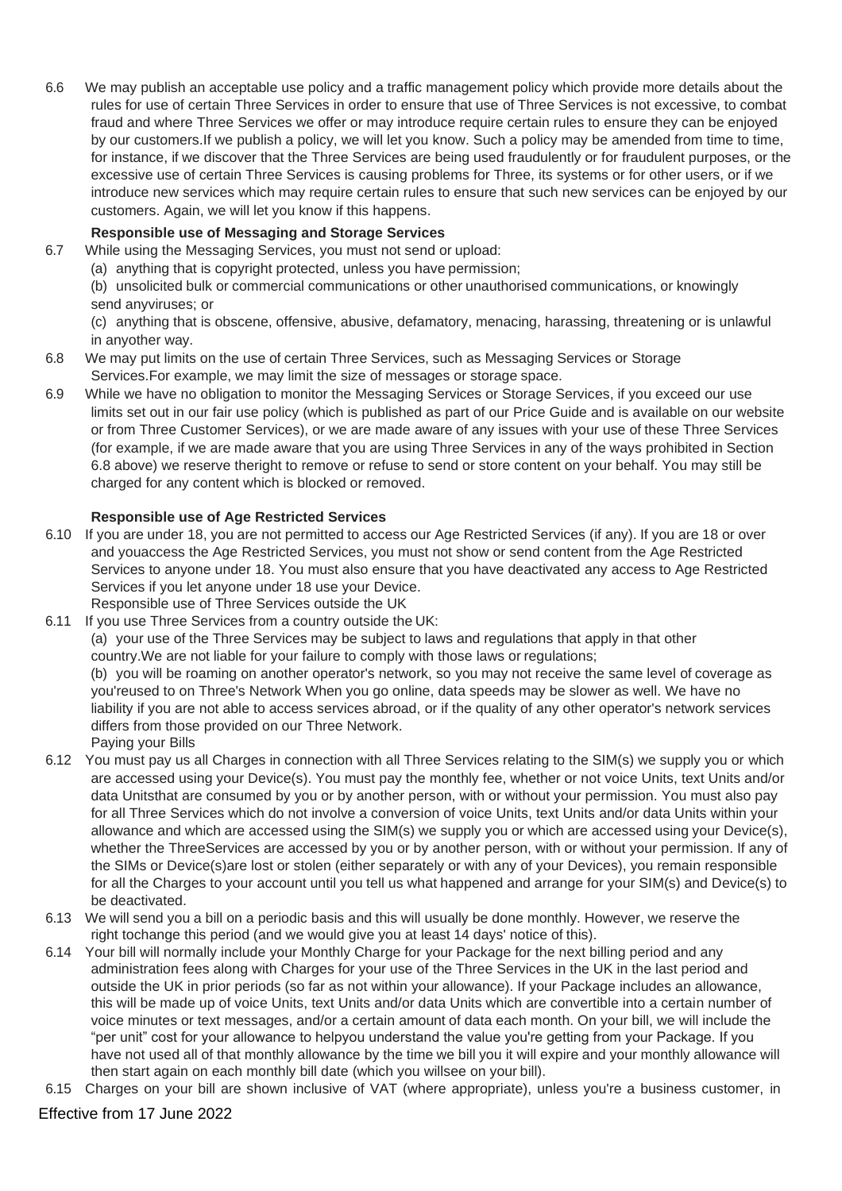6.6 We may publish an acceptable use policy and a traffic management policy which provide more details about the rules for use of certain Three Services in order to ensure that use of Three Services is not excessive, to combat fraud and where Three Services we offer or may introduce require certain rules to ensure they can be enjoyed by our customers.If we publish a policy, we will let you know. Such a policy may be amended from time to time, for instance, if we discover that the Three Services are being used fraudulently or for fraudulent purposes, or the excessive use of certain Three Services is causing problems for Three, its systems or for other users, or if we introduce new services which may require certain rules to ensure that such new services can be enjoyed by our customers. Again, we will let you know if this happens.

**Responsible use of Messaging and Storage Services**

6.7 While using the Messaging Services, you must not send or upload:

(a) anything that is copyright protected, unless you have permission;

(b) unsolicited bulk or commercial communications or other unauthorised communications, or knowingly send anyviruses; or

(c) anything that is obscene, offensive, abusive, defamatory, menacing, harassing, threatening or is unlawful in anyother way.

6.8 We may put limits on the use of certain Three Services, such as Messaging Services or Storage Services.For example, we may limit the size of messages or storage space.

6.9 While we have no obligation to monitor the Messaging Services or Storage Services, if you exceed our use limits set out in our fair use policy (which is published as part of our Price Guide and is available on our website or from Three Customer Services), or we are made aware of any issues with your use of these Three Services (for example, if we are made aware that you are using Three Services in any of the ways prohibited in Section 6.8 above) we reserve theright to remove or refuse to send or store content on your behalf. You may still be charged for any content which is blocked or removed.

**Responsible use of Age Restricted Services**

6.10 If you are under 18, you are not permitted to access our Age Restricted Services (if any). If you are 18 or over and youaccess the Age Restricted Services, you must not show or send content from the Age Restricted Services to anyone under 18. You must also ensure that you have deactivated any access to Age Restricted Services if you let anyone under 18 use your Device.

Responsible use of Three Services outside the UK

6.11 If you use Three Services from a country outside the UK:

(a) your use of the Three Services may be subject to laws and regulations that apply in that other country.We are not liable for your failure to comply with those laws or regulations;

(b) you will be roaming on another operator's network, so you may not receive the same level of coverage as you'reused to on Three's Network When you go online, data speeds may be slower as well. We have no liability if you are not able to access services abroad, or if the quality of any other operator's network services differs from those provided on our Three Network.

Paying your Bills

6.12 You must pay us all Charges in connection with all Three Services relating to the SIM(s) we supply you or which are accessed using your Device(s). You must pay the monthly fee, whether or not voice Units, text Units and/or data Unitsthat are consumed by you or by another person, with or without your permission. You must also pay for all Three Services which do not involve a conversion of voice Units, text Units and/or data Units within your allowance and which are accessed using the SIM(s) we supply you or which are accessed using your Device(s), whether the ThreeServices are accessed by you or by another person, with or without your permission. If any of the SIMs or Device(s)are lost or stolen (either separately or with any of your Devices), you remain responsible for all the Charges to your account until you tell us what happened and arrange for your SIM(s) and Device(s) to be deactivated.

6.13 We will send you a bill on a periodic basis and this will usually be done monthly. However, we reserve the right tochange this period (and we would give you at least 14 days' notice of this).

6.14 Your bill will normally include your Monthly Charge for your Package for the next billing period and any administration fees along with Charges for your use of the Three Services in the UK in the last period and outside the UK in prior periods (so far as not within your allowance). If your Package includes an allowance, this will be made up of voice Units, text Units and/or data Units which are convertible into a certain number of voice minutes or text messages, and/or a certain amount of data each month. On your bill, we will include the "per unit" cost for your allowance to helpyou understand the value you're getting from your Package. If you have not used all of that monthly allowance by the time we bill you it will expire and your monthly allowance will then start again on each monthly bill date (which you willsee on your bill).

6.15 Charges on your bill are shown inclusive of VAT (where appropriate), unless you're a business customer, in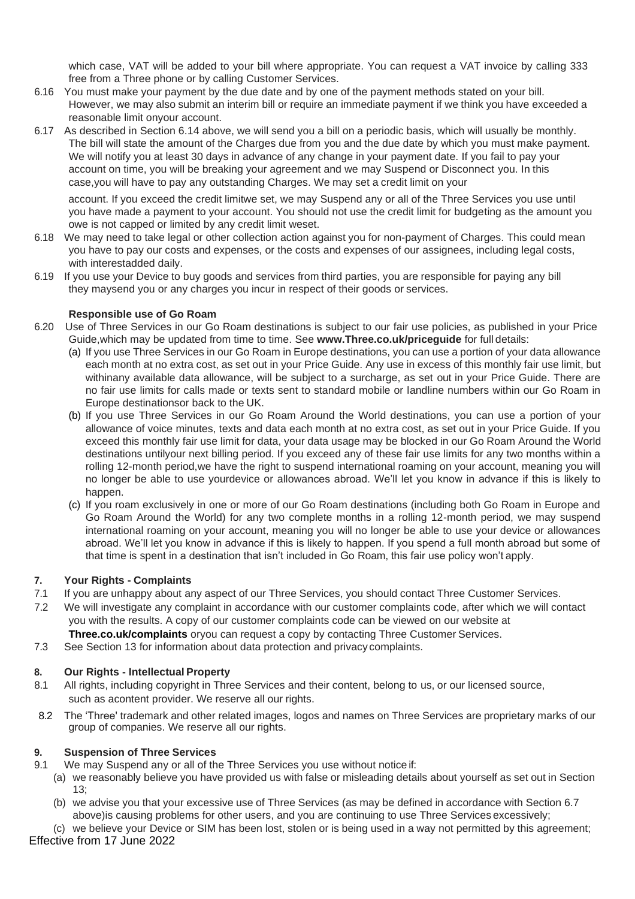which case, VAT will be added to your bill where appropriate. You can request a VAT invoice by calling 333 free from a Three phone or by calling Customer Services.

6.16 You must make your payment by the due date and by one of the payment methods stated on your bill. However, we may also submit an interim bill or require an immediate payment if we think you have exceeded a reasonable limit onyour account.

6.17 As described in Section 6.14 above, we will send you a bill on a periodic basis, which will usually be monthly. The bill will state the amount of the Charges due from you and the due date by which you must make payment. We will notify you at least 30 days in advance of any change in your payment date. If you fail to pay your account on time, you will be breaking your agreement and we may Suspend or Disconnect you. In this case,you will have to pay any outstanding Charges. We may set a credit limit on your account. If you exceed the credit limitwe set, we may Suspend any or all of the Three Services you use until you have made a payment to your account. You should not use the credit limit for budgeting as the amount you owe is not capped or limited by any credit limit weset.

6.18 We may need to take legal or other collection action against you for non-payment of Charges. This could mean you have to pay our costs and expenses, or the costs and expenses of our assignees, including legal costs, with interestadded daily.

6.19 If you use your Device to buy goods and services from third parties, you are responsible for paying any bill they maysend you or any charges you incur in respect of their goods or services.

**Responsible use of Go Roam**

6.20 Use of Three Services in our Go Roam destinations is subject to our fair use policies, as published in your Price Guide,which may be updated from time to time. See **www.Three.co.uk/priceguide** for full details:

(a) If you use Three Services in our Go Roam in Europe destinations, you can use a portion of your data allowance each month at no extra cost, as set out in your Price Guide. Any use in excess of this monthly fair use limit, but withinany available data allowance, will be subject to a surcharge, as set out in your Price Guide. There are no fair use limits for calls made or texts sent to standard mobile or landline numbers within our Go Roam in Europe destinationsor back to the UK.

(b) If you use Three Services in our Go Roam Around the World destinations, you can use a portion of your allowance of voice minutes, texts and data each month at no extra cost, as set out in your Price Guide. If you exceed this monthly fair use limit for data, your data usage may be blocked in our Go Roam Around the World destinations untilyour next billing period. If you exceed any of these fair use limits for any two months within a rolling 12-month period,we have the right to suspend international roaming on your account, meaning you will no longer be able to use yourdevice or allowances abroad. We'll let you know in advance if this is likely to happen.

(c) If you roam exclusively in one or more of our Go Roam destinations (including both Go Roam in Europe and Go Roam Around the World) for any two complete months in a rolling 12-month period, we may suspend international roaming on your account, meaning you will no longer be able to use your device or allowances abroad. We'll let you know in advance if this is likely to happen. If you spend a full month abroad but some of that time is spent in a destination that isn't included in Go Roam, this fair use policy won't apply.

## 7. Your Rights - Complaints

7.1 If you are unhappy about any aspect of our Three Services, you should contact Three Customer Services.

7.2 We will investigate any complaint in accordance with our customer complaints code, after which we will contact you with the results. A copy of our customer complaints code can be viewed on our website at **Three.co.uk/complaints** oryou can request a copy by contacting Three Customer Services.

7.3 See Section 13 for information about data protection and privacycomplaints.

## 8. Our Rights - Intellectual Property

8.1 All rights, including copyright in Three Services and their content, belong to us, or our licensed source, such as acontent provider. We reserve all our rights.

8.2 The 'Three' trademark and other related images, logos and names on Three Services are proprietary marks of our group of companies. We reserve all our rights.

## 9. Suspension of Three Services

9.1 We may Suspend any or all of the Three Services you use without notice if:

(a) we reasonably believe you have provided us with false or misleading details about yourself as set out in Section 13;

(b) we advise you that your excessive use of Three Services (as may be defined in accordance with Section 6.7 above)is causing problems for other users, and you are continuing to use Three Services excessively;

(c) we believe your Device or SIM has been lost, stolen or is being used in a way not permitted by this agreement;

Effective from 17 June 2022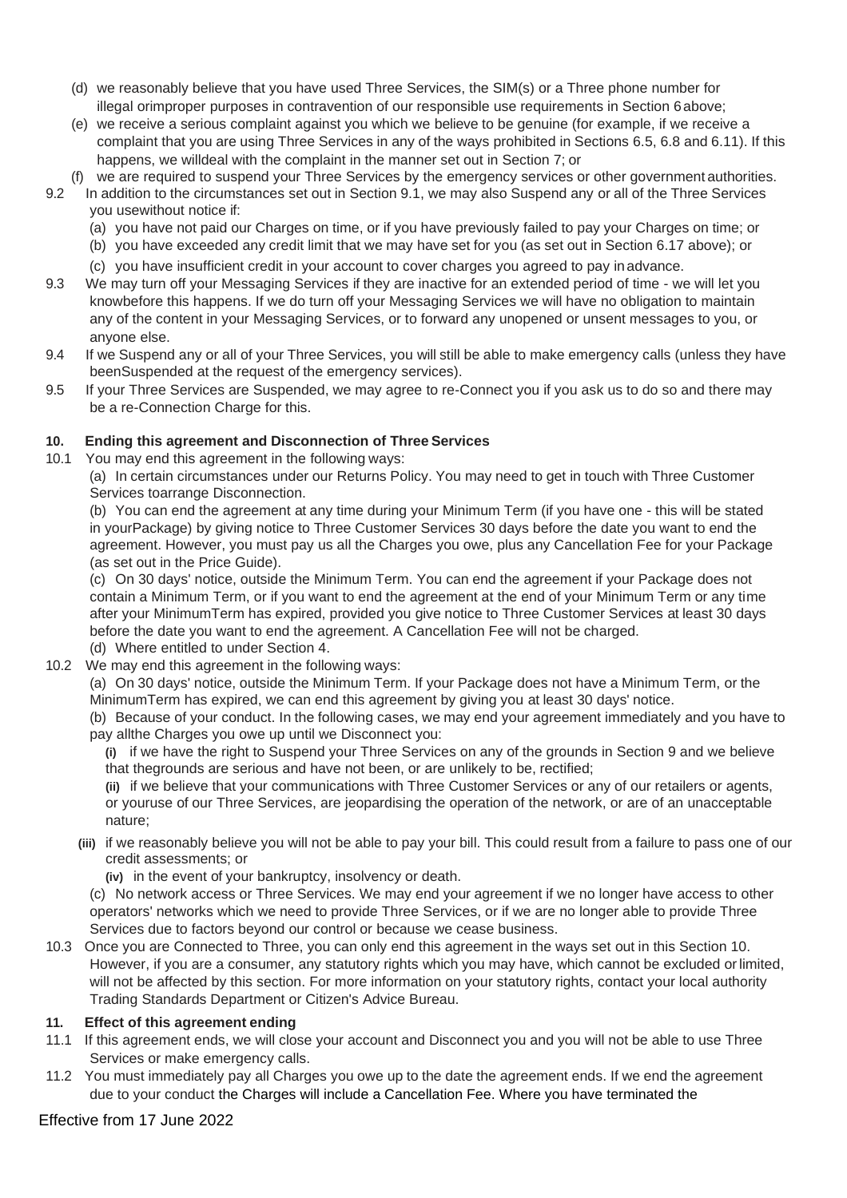(d) we reasonably believe that you have used Three Services, the SIM(s) or a Three phone number for illegal or improper purposes in contravention of our responsible use requirements in Section 6 above;

(e) we receive a serious complaint against you which we believe to be genuine (for example, if we receive a complaint that you are using Three Services in any of the ways prohibited in Sections 6.5, 6.8 and 6.11). If this happens, we will deal with the complaint in the manner set out in Section 7; or

(f) we are required to suspend your Three Services by the emergency services or other government authorities.

9.2 In addition to the circumstances set out in Section 9.1, we may also Suspend any or all of the Three Services you use without notice if:

(a) you have not paid our Charges on time, or if you have previously failed to pay your Charges on time; or

(b) you have exceeded any credit limit that we may have set for you (as set out in Section 6.17 above); or

(c) you have insufficient credit in your account to cover charges you agreed to pay in advance.

9.3 We may turn off your Messaging Services if they are inactive for an extended period of time - we will let you know before this happens. If we do turn off your Messaging Services we will have no obligation to maintain any of the content in your Messaging Services, or to forward any unopened or unsent messages to you, or anyone else.

9.4 If we Suspend any or all of your Three Services, you will still be able to make emergency calls (unless they have been Suspended at the request of the emergency services).

9.5 If your Three Services are Suspended, we may agree to re-Connect you if you ask us to do so and there may be a re-Connection Charge for this.

**10. Ending this agreement and Disconnection of Three Services**

10.1 You may end this agreement in the following ways:

(a) In certain circumstances under our Returns Policy. You may need to get in touch with Three Customer Services to arrange Disconnection.

(b) You can end the agreement at any time during your Minimum Term (if you have one - this will be stated in your Package) by giving notice to Three Customer Services 30 days before the date you want to end the agreement. However, you must pay us all the Charges you owe, plus any Cancellation Fee for your Package (as set out in the Price Guide).

(c) On 30 days' notice, outside the Minimum Term. You can end the agreement if your Package does not contain a Minimum Term, or if you want to end the agreement at the end of your Minimum Term or any time after your Minimum Term has expired, provided you give notice to Three Customer Services at least 30 days before the date you want to end the agreement. A Cancellation Fee will not be charged.

(d) Where entitled to under Section 4.

10.2 We may end this agreement in the following ways:

(a) On 30 days' notice, outside the Minimum Term. If your Package does not have a Minimum Term, or the Minimum Term has expired, we can end this agreement by giving you at least 30 days' notice.

(b) Because of your conduct. In the following cases, we may end your agreement immediately and you have to pay all the Charges you owe up until we Disconnect you:

**(i)** if we have the right to Suspend your Three Services on any of the grounds in Section 9 and we believe that the grounds are serious and have not been, or are unlikely to be, rectified;

**(ii)** if we believe that your communications with Three Customer Services or any of our retailers or agents, or your use of our Three Services, are jeopardising the operation of the network, or are of an unacceptable nature;

**(iii)** if we reasonably believe you will not be able to pay your bill. This could result from a failure to pass one of our credit assessments; or

**(iv)** in the event of your bankruptcy, insolvency or death.

(c) No network access or Three Services. We may end your agreement if we no longer have access to other operators' networks which we need to provide Three Services, or if we are no longer able to provide Three Services due to factors beyond our control or because we cease business.

10.3 Once you are Connected to Three, you can only end this agreement in the ways set out in this Section 10. However, if you are a consumer, any statutory rights which you may have, which cannot be excluded or limited, will not be affected by this section. For more information on your statutory rights, contact your local authority Trading Standards Department or Citizen's Advice Bureau.

**11. Effect of this agreement ending**

11.1 If this agreement ends, we will close your account and Disconnect you and you will not be able to use Three Services or make emergency calls.

11.2 You must immediately pay all Charges you owe up to the date the agreement ends. If we end the agreement due to your conduct the Charges will include a Cancellation Fee. Where you have terminated the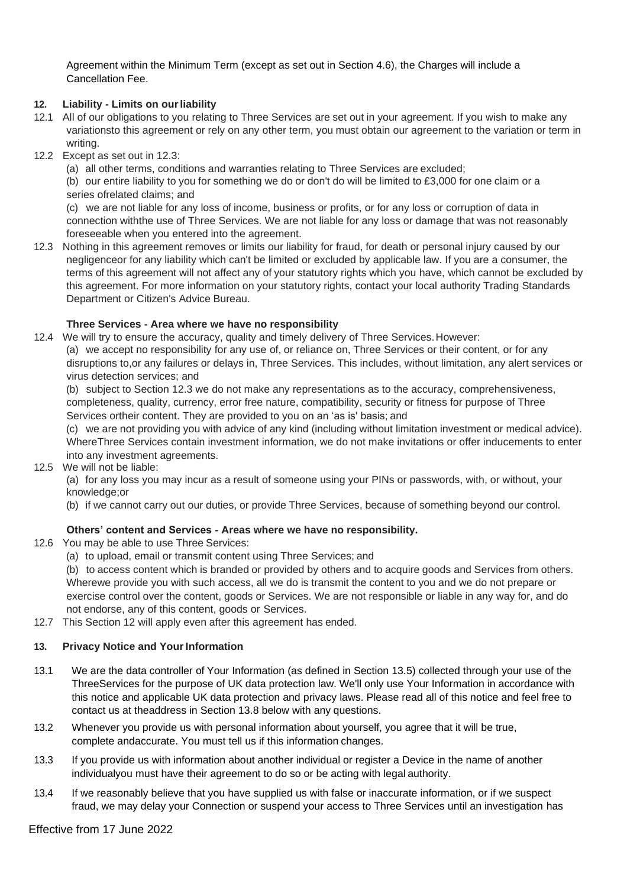Agreement within the Minimum Term (except as set out in Section 4.6), the Charges will include a Cancellation Fee.

## 12. Liability - Limits on our liability

12.1 All of our obligations to you relating to Three Services are set out in your agreement. If you wish to make any variationsto this agreement or rely on any other term, you must obtain our agreement to the variation or term in writing.

12.2 Except as set out in 12.3:

(a) all other terms, conditions and warranties relating to Three Services are excluded;

(b) our entire liability to you for something we do or don't do will be limited to £3,000 for one claim or a series ofrelated claims; and

(c) we are not liable for any loss of income, business or profits, or for any loss or corruption of data in connection withthe use of Three Services. We are not liable for any loss or damage that was not reasonably foreseeable when you entered into the agreement.

12.3 Nothing in this agreement removes or limits our liability for fraud, for death or personal injury caused by our negligenceor for any liability which can't be limited or excluded by applicable law. If you are a consumer, the terms of this agreement will not affect any of your statutory rights which you have, which cannot be excluded by this agreement. For more information on your statutory rights, contact your local authority Trading Standards Department or Citizen's Advice Bureau.

**Three Services - Area where we have no responsibility**

12.4 We will try to ensure the accuracy, quality and timely delivery of Three Services. However:

(a) we accept no responsibility for any use of, or reliance on, Three Services or their content, or for any disruptions to,or any failures or delays in, Three Services. This includes, without limitation, any alert services or virus detection services; and

(b) subject to Section 12.3 we do not make any representations as to the accuracy, comprehensiveness, completeness, quality, currency, error free nature, compatibility, security or fitness for purpose of Three Services ortheir content. They are provided to you on an 'as is' basis; and

(c) we are not providing you with advice of any kind (including without limitation investment or medical advice). WhereThree Services contain investment information, we do not make invitations or offer inducements to enter into any investment agreements.

12.5 We will not be liable:

(a) for any loss you may incur as a result of someone using your PINs or passwords, with, or without, your knowledge;or

(b) if we cannot carry out our duties, or provide Three Services, because of something beyond our control.

**Others' content and Services - Areas where we have no responsibility.**

12.6 You may be able to use Three Services:

(a) to upload, email or transmit content using Three Services; and

(b) to access content which is branded or provided by others and to acquire goods and Services from others. Wherewe provide you with such access, all we do is transmit the content to you and we do not prepare or exercise control over the content, goods or Services. We are not responsible or liable in any way for, and do not endorse, any of this content, goods or Services.

12.7 This Section 12 will apply even after this agreement has ended.

## 13. Privacy Notice and Your Information

13.1 We are the data controller of Your Information (as defined in Section 13.5) collected through your use of the ThreeServices for the purpose of UK data protection law. We'll only use Your Information in accordance with this notice and applicable UK data protection and privacy laws. Please read all of this notice and feel free to contact us at theaddress in Section 13.8 below with any questions.

13.2 Whenever you provide us with personal information about yourself, you agree that it will be true, complete andaccurate. You must tell us if this information changes.

13.3 If you provide us with information about another individual or register a Device in the name of another individualyou must have their agreement to do so or be acting with legal authority.

13.4 If we reasonably believe that you have supplied us with false or inaccurate information, or if we suspect fraud, we may delay your Connection or suspend your access to Three Services until an investigation has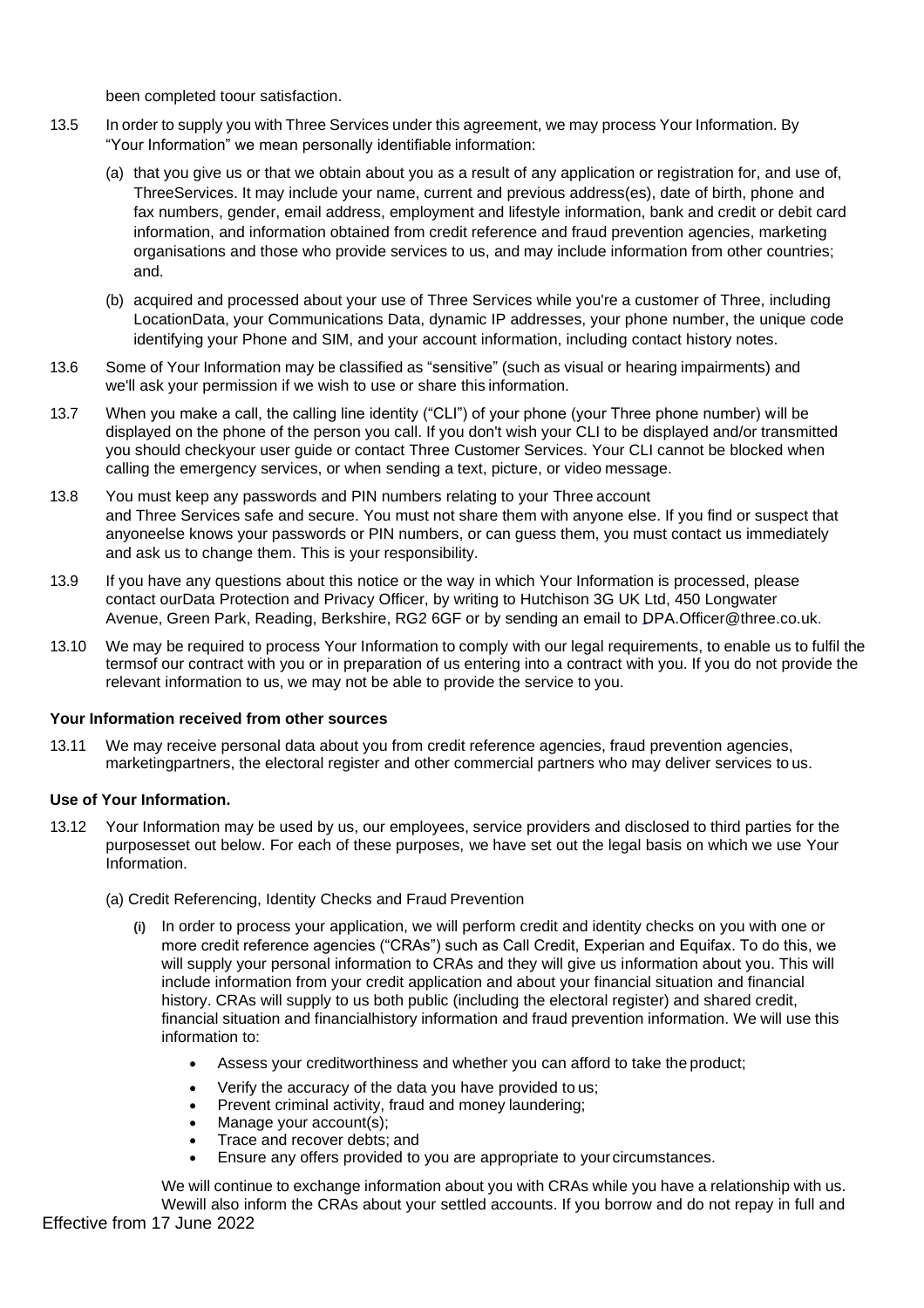been completed toour satisfaction.

13.5 In order to supply you with Three Services under this agreement, we may process Your Information. By "Your Information" we mean personally identifiable information:

(a) that you give us or that we obtain about you as a result of any application or registration for, and use of, ThreeServices. It may include your name, current and previous address(es), date of birth, phone and fax numbers, gender, email address, employment and lifestyle information, bank and credit or debit card information, and information obtained from credit reference and fraud prevention agencies, marketing organisations and those who provide services to us, and may include information from other countries; and.

(b) acquired and processed about your use of Three Services while you're a customer of Three, including LocationData, your Communications Data, dynamic IP addresses, your phone number, the unique code identifying your Phone and SIM, and your account information, including contact history notes.

13.6 Some of Your Information may be classified as "sensitive" (such as visual or hearing impairments) and we'll ask your permission if we wish to use or share this information.

13.7 When you make a call, the calling line identity ("CLI") of your phone (your Three phone number) will be displayed on the phone of the person you call. If you don't wish your CLI to be displayed and/or transmitted you should checkyour user guide or contact Three Customer Services. Your CLI cannot be blocked when calling the emergency services, or when sending a text, picture, or video message.

13.8 You must keep any passwords and PIN numbers relating to your Three account and Three Services safe and secure. You must not share them with anyone else. If you find or suspect that anyoneelse knows your passwords or PIN numbers, or can guess them, you must contact us immediately and ask us to change them. This is your responsibility.

13.9 If you have any questions about this notice or the way in which Your Information is processed, please contact ourData Protection and Privacy Officer, by writing to Hutchison 3G UK Ltd, 450 Longwater Avenue, Green Park, Reading, Berkshire, RG2 6GF or by sending an email to DPA.Officer@three.co.uk.

13.10 We may be required to process Your Information to comply with our legal requirements, to enable us to fulfil the termsof our contract with you or in preparation of us entering into a contract with you. If you do not provide the relevant information to us, we may not be able to provide the service to you.

**Your Information received from other sources**

13.11 We may receive personal data about you from credit reference agencies, fraud prevention agencies, marketingpartners, the electoral register and other commercial partners who may deliver services to us.

**Use of Your Information.**

13.12 Your Information may be used by us, our employees, service providers and disclosed to third parties for the purposesset out below. For each of these purposes, we have set out the legal basis on which we use Your Information.

(a) Credit Referencing, Identity Checks and Fraud Prevention

(i) In order to process your application, we will perform credit and identity checks on you with one or more credit reference agencies ("CRAs") such as Call Credit, Experian and Equifax. To do this, we will supply your personal information to CRAs and they will give us information about you. This will include information from your credit application and about your financial situation and financial history. CRAs will supply to us both public (including the electoral register) and shared credit, financial situation and financialhistory information and fraud prevention information. We will use this information to:

- Assess your creditworthiness and whether you can afford to take the product;
- Verify the accuracy of the data you have provided to us;
- Prevent criminal activity, fraud and money laundering;
- Manage your account(s);
- Trace and recover debts; and
- Ensure any offers provided to you are appropriate to your circumstances.

We will continue to exchange information about you with CRAs while you have a relationship with us. Wewill also inform the CRAs about your settled accounts. If you borrow and do not repay in full and

Effective from 17 June 2022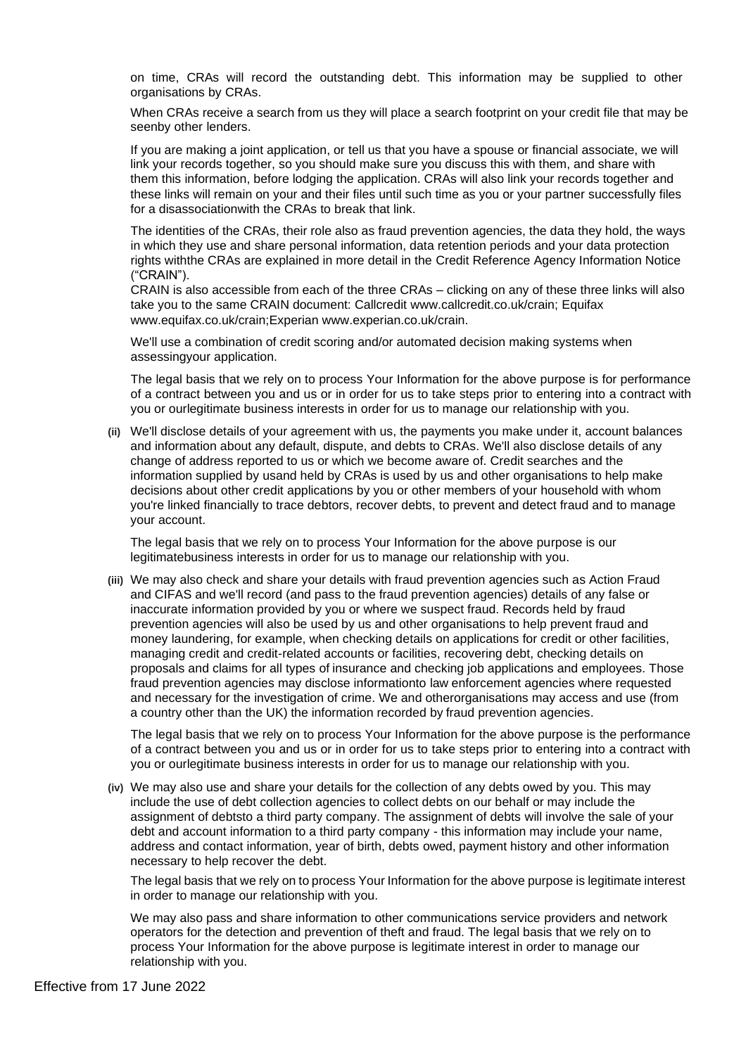on time, CRAs will record the outstanding debt. This information may be supplied to other organisations by CRAs.

When CRAs receive a search from us they will place a search footprint on your credit file that may be seenby other lenders.

If you are making a joint application, or tell us that you have a spouse or financial associate, we will link your records together, so you should make sure you discuss this with them, and share with them this information, before lodging the application. CRAs will also link your records together and these links will remain on your and their files until such time as you or your partner successfully files for a disassociationwith the CRAs to break that link.

The identities of the CRAs, their role also as fraud prevention agencies, the data they hold, the ways in which they use and share personal information, data retention periods and your data protection rights withthe CRAs are explained in more detail in the Credit Reference Agency Information Notice ("CRAIN").

CRAIN is also accessible from each of the three CRAs – clicking on any of these three links will also take you to the same CRAIN document: Callcredit www.callcredit.co.uk/crain; Equifax www.equifax.co.uk/crain;Experian www.experian.co.uk/crain.

We'll use a combination of credit scoring and/or automated decision making systems when assessingyour application.

The legal basis that we rely on to process Your Information for the above purpose is for performance of a contract between you and us or in order for us to take steps prior to entering into a contract with you or ourlegitimate business interests in order for us to manage our relationship with you.

**(ii)** We'll disclose details of your agreement with us, the payments you make under it, account balances and information about any default, dispute, and debts to CRAs. We'll also disclose details of any change of address reported to us or which we become aware of. Credit searches and the information supplied by usand held by CRAs is used by us and other organisations to help make decisions about other credit applications by you or other members of your household with whom you're linked financially to trace debtors, recover debts, to prevent and detect fraud and to manage your account.

The legal basis that we rely on to process Your Information for the above purpose is our legitimatebusiness interests in order for us to manage our relationship with you.

**(iii)** We may also check and share your details with fraud prevention agencies such as Action Fraud and CIFAS and we'll record (and pass to the fraud prevention agencies) details of any false or inaccurate information provided by you or where we suspect fraud. Records held by fraud prevention agencies will also be used by us and other organisations to help prevent fraud and money laundering, for example, when checking details on applications for credit or other facilities, managing credit and credit-related accounts or facilities, recovering debt, checking details on proposals and claims for all types of insurance and checking job applications and employees. Those fraud prevention agencies may disclose informationto law enforcement agencies where requested and necessary for the investigation of crime. We and otherorganisations may access and use (from a country other than the UK) the information recorded by fraud prevention agencies.

The legal basis that we rely on to process Your Information for the above purpose is the performance of a contract between you and us or in order for us to take steps prior to entering into a contract with you or ourlegitimate business interests in order for us to manage our relationship with you.

**(iv)** We may also use and share your details for the collection of any debts owed by you. This may include the use of debt collection agencies to collect debts on our behalf or may include the assignment of debtsto a third party company. The assignment of debts will involve the sale of your debt and account information to a third party company - this information may include your name, address and contact information, year of birth, debts owed, payment history and other information necessary to help recover the debt.

The legal basis that we rely on to process Your Information for the above purpose is legitimate interest in order to manage our relationship with you.

We may also pass and share information to other communications service providers and network operators for the detection and prevention of theft and fraud. The legal basis that we rely on to process Your Information for the above purpose is legitimate interest in order to manage our relationship with you.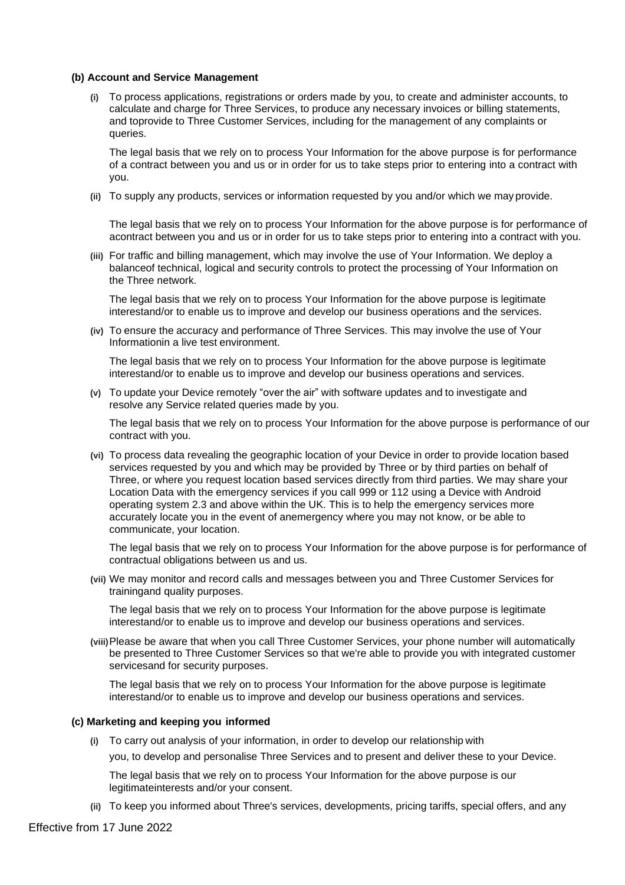**(b) Account and Service Management**

**(i)** To process applications, registrations or orders made by you, to create and administer accounts, to calculate and charge for Three Services, to produce any necessary invoices or billing statements, and toprovide to Three Customer Services, including for the management of any complaints or queries.

The legal basis that we rely on to process Your Information for the above purpose is for performance of a contract between you and us or in order for us to take steps prior to entering into a contract with you.

**(ii)** To supply any products, services or information requested by you and/or which we may provide.

The legal basis that we rely on to process Your Information for the above purpose is for performance of acontract between you and us or in order for us to take steps prior to entering into a contract with you.

**(iii)** For traffic and billing management, which may involve the use of Your Information. We deploy a balanceof technical, logical and security controls to protect the processing of Your Information on the Three network.

The legal basis that we rely on to process Your Information for the above purpose is legitimate interestand/or to enable us to improve and develop our business operations and the services.

**(iv)** To ensure the accuracy and performance of Three Services. This may involve the use of Your Informationin a live test environment.

The legal basis that we rely on to process Your Information for the above purpose is legitimate interestand/or to enable us to improve and develop our business operations and services.

**(v)** To update your Device remotely "over the air" with software updates and to investigate and resolve any Service related queries made by you.

The legal basis that we rely on to process Your Information for the above purpose is performance of our contract with you.

**(vi)** To process data revealing the geographic location of your Device in order to provide location based services requested by you and which may be provided by Three or by third parties on behalf of Three, or where you request location based services directly from third parties. We may share your Location Data with the emergency services if you call 999 or 112 using a Device with Android operating system 2.3 and above within the UK. This is to help the emergency services more accurately locate you in the event of anemergency where you may not know, or be able to communicate, your location.

The legal basis that we rely on to process Your Information for the above purpose is for performance of contractual obligations between us and us.

**(vii)** We may monitor and record calls and messages between you and Three Customer Services for trainingand quality purposes.

The legal basis that we rely on to process Your Information for the above purpose is legitimate interestand/or to enable us to improve and develop our business operations and services.

**(viii)** Please be aware that when you call Three Customer Services, your phone number will automatically be presented to Three Customer Services so that we're able to provide you with integrated customer servicesand for security purposes.

The legal basis that we rely on to process Your Information for the above purpose is legitimate interestand/or to enable us to improve and develop our business operations and services.

**(c) Marketing and keeping you informed**

**(i)** To carry out analysis of your information, in order to develop our relationship with you, to develop and personalise Three Services and to present and deliver these to your Device.

The legal basis that we rely on to process Your Information for the above purpose is our legitimateinterests and/or your consent.

**(ii)** To keep you informed about Three's services, developments, pricing tariffs, special offers, and any

Effective from 17 June 2022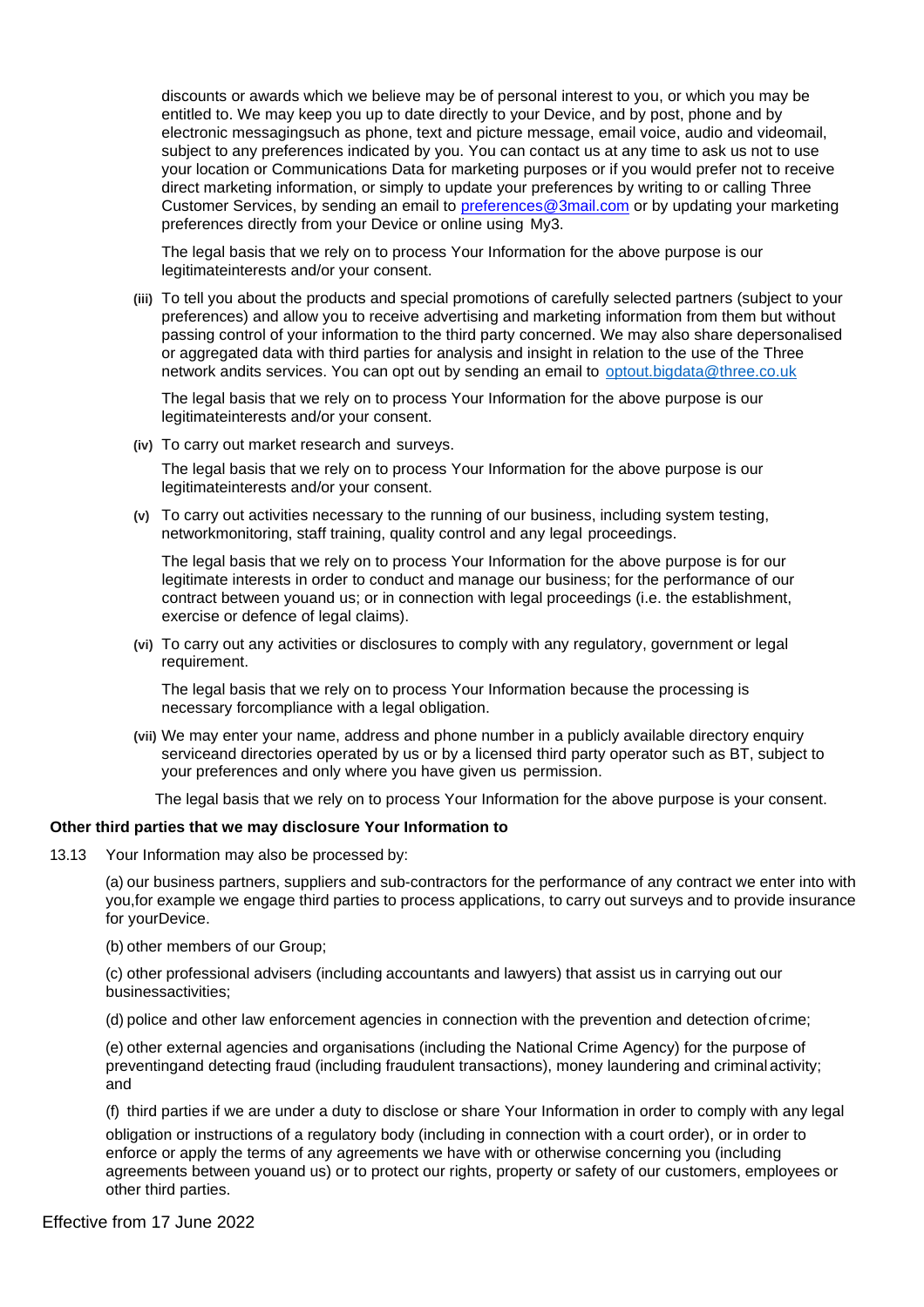discounts or awards which we believe may be of personal interest to you, or which you may be entitled to. We may keep you up to date directly to your Device, and by post, phone and by electronic messagingsuch as phone, text and picture message, email voice, audio and videomail, subject to any preferences indicated by you. You can contact us at any time to ask us not to use your location or Communications Data for marketing purposes or if you would prefer not to receive direct marketing information, or simply to update your preferences by writing to or calling Three Customer Services, by sending an email to preferences@3mail.com or by updating your marketing preferences directly from your Device or online using My3.

The legal basis that we rely on to process Your Information for the above purpose is our legitimateinterests and/or your consent.

**(iii)** To tell you about the products and special promotions of carefully selected partners (subject to your preferences) and allow you to receive advertising and marketing information from them but without passing control of your information to the third party concerned. We may also share depersonalised or aggregated data with third parties for analysis and insight in relation to the use of the Three network andits services. You can opt out by sending an email to optout.bigdata@three.co.uk

The legal basis that we rely on to process Your Information for the above purpose is our legitimateinterests and/or your consent.

**(iv)** To carry out market research and surveys.

The legal basis that we rely on to process Your Information for the above purpose is our legitimateinterests and/or your consent.

**(v)** To carry out activities necessary to the running of our business, including system testing, networkmonitoring, staff training, quality control and any legal proceedings.

The legal basis that we rely on to process Your Information for the above purpose is for our legitimate interests in order to conduct and manage our business; for the performance of our contract between youand us; or in connection with legal proceedings (i.e. the establishment, exercise or defence of legal claims).

**(vi)** To carry out any activities or disclosures to comply with any regulatory, government or legal requirement.

The legal basis that we rely on to process Your Information because the processing is necessary forcompliance with a legal obligation.

**(vii)** We may enter your name, address and phone number in a publicly available directory enquiry serviceand directories operated by us or by a licensed third party operator such as BT, subject to your preferences and only where you have given us permission.

The legal basis that we rely on to process Your Information for the above purpose is your consent.

**Other third parties that we may disclosure Your Information to**

13.13 Your Information may also be processed by:

(a) our business partners, suppliers and sub-contractors for the performance of any contract we enter into with you,for example we engage third parties to process applications, to carry out surveys and to provide insurance for yourDevice.

(b) other members of our Group;

(c) other professional advisers (including accountants and lawyers) that assist us in carrying out our businessactivities;

(d) police and other law enforcement agencies in connection with the prevention and detection ofcrime;

(e) other external agencies and organisations (including the National Crime Agency) for the purpose of preventingand detecting fraud (including fraudulent transactions), money laundering and criminal activity; and

(f) third parties if we are under a duty to disclose or share Your Information in order to comply with any legal obligation or instructions of a regulatory body (including in connection with a court order), or in order to enforce or apply the terms of any agreements we have with or otherwise concerning you (including agreements between youand us) or to protect our rights, property or safety of our customers, employees or other third parties.

Effective from 17 June 2022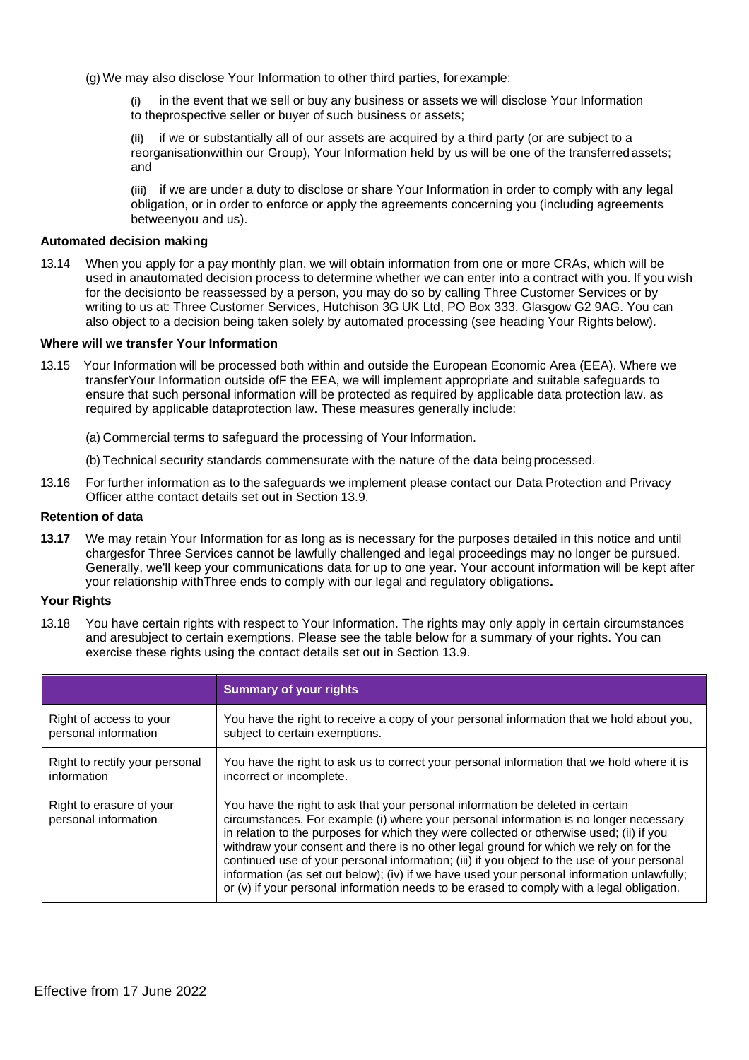(g) We may also disclose Your Information to other third parties, for example:

(i) in the event that we sell or buy any business or assets we will disclose Your Information to theprospective seller or buyer of such business or assets;

(ii) if we or substantially all of our assets are acquired by a third party (or are subject to a reorganisationwithin our Group), Your Information held by us will be one of the transferred assets; and

(iii) if we are under a duty to disclose or share Your Information in order to comply with any legal obligation, or in order to enforce or apply the agreements concerning you (including agreements betweenyou and us).

**Automated decision making**

13.14 When you apply for a pay monthly plan, we will obtain information from one or more CRAs, which will be used in anautomated decision process to determine whether we can enter into a contract with you. If you wish for the decisionto be reassessed by a person, you may do so by calling Three Customer Services or by writing to us at: Three Customer Services, Hutchison 3G UK Ltd, PO Box 333, Glasgow G2 9AG. You can also object to a decision being taken solely by automated processing (see heading Your Rights below).

**Where will we transfer Your Information**

13.15 Your Information will be processed both within and outside the European Economic Area (EEA). Where we transferYour Information outside ofF the EEA, we will implement appropriate and suitable safeguards to ensure that such personal information will be protected as required by applicable data protection law. as required by applicable dataprotection law. These measures generally include:

(a) Commercial terms to safeguard the processing of Your Information.

(b) Technical security standards commensurate with the nature of the data beingprocessed.

13.16 For further information as to the safeguards we implement please contact our Data Protection and Privacy Officer atthe contact details set out in Section 13.9.

**Retention of data**

**13.17** We may retain Your Information for as long as is necessary for the purposes detailed in this notice and until chargesfor Three Services cannot be lawfully challenged and legal proceedings may no longer be pursued. Generally, we'll keep your communications data for up to one year. Your account information will be kept after your relationship withThree ends to comply with our legal and regulatory obligations**.**

**Your Rights**

13.18 You have certain rights with respect to Your Information. The rights may only apply in certain circumstances and aresubject to certain exemptions. Please see the table below for a summary of your rights. You can exercise these rights using the contact details set out in Section 13.9.

| | **Summary of your rights** |
|---|---|
| Right of access to your personal information | You have the right to receive a copy of your personal information that we hold about you, subject to certain exemptions. |
| Right to rectify your personal information | You have the right to ask us to correct your personal information that we hold where it is incorrect or incomplete. |
| Right to erasure of your personal information | You have the right to ask that your personal information be deleted in certain circumstances. For example (i) where your personal information is no longer necessary in relation to the purposes for which they were collected or otherwise used; (ii) if you withdraw your consent and there is no other legal ground for which we rely on for the continued use of your personal information; (iii) if you object to the use of your personal information (as set out below); (iv) if we have used your personal information unlawfully; or (v) if your personal information needs to be erased to comply with a legal obligation. |

Effective from 17 June 2022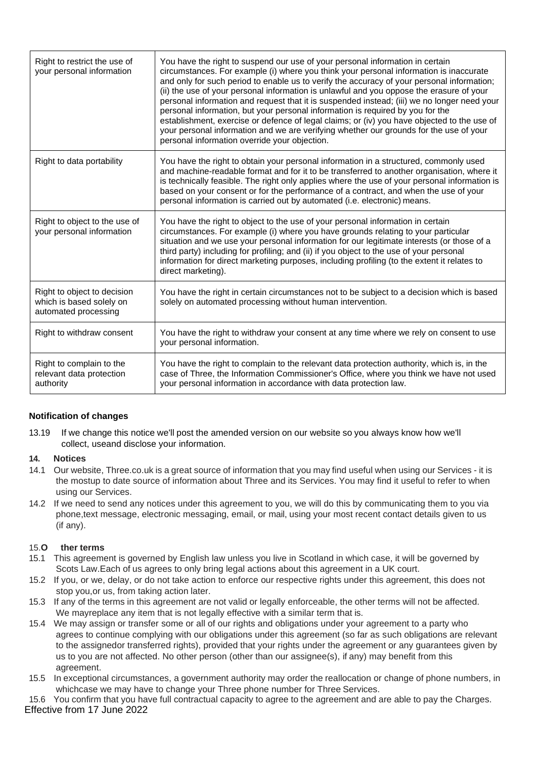| Right to restrict the use of your personal information | You have the right to suspend our use of your personal information in certain circumstances. For example (i) where you think your personal information is inaccurate and only for such period to enable us to verify the accuracy of your personal information; (ii) the use of your personal information is unlawful and you oppose the erasure of your personal information and request that it is suspended instead; (iii) we no longer need your personal information, but your personal information is required by you for the establishment, exercise or defence of legal claims; or (iv) you have objected to the use of your personal information and we are verifying whether our grounds for the use of your personal information override your objection. |
|---|---|
| Right to data portability | You have the right to obtain your personal information in a structured, commonly used and machine-readable format and for it to be transferred to another organisation, where it is technically feasible. The right only applies where the use of your personal information is based on your consent or for the performance of a contract, and when the use of your personal information is carried out by automated (i.e. electronic) means. |
| Right to object to the use of your personal information | You have the right to object to the use of your personal information in certain circumstances. For example (i) where you have grounds relating to your particular situation and we use your personal information for our legitimate interests (or those of a third party) including for profiling; and (ii) if you object to the use of your personal information for direct marketing purposes, including profiling (to the extent it relates to direct marketing). |
| Right to object to decision which is based solely on automated processing | You have the right in certain circumstances not to be subject to a decision which is based solely on automated processing without human intervention. |
| Right to withdraw consent | You have the right to withdraw your consent at any time where we rely on consent to use your personal information. |
| Right to complain to the relevant data protection authority | You have the right to complain to the relevant data protection authority, which is, in the case of Three, the Information Commissioner's Office, where you think we have not used your personal information in accordance with data protection law. |

**Notification of changes**

13.19 If we change this notice we'll post the amended version on our website so you always know how we'll collect, useand disclose your information.

**14. Notices**

14.1 Our website, Three.co.uk is a great source of information that you may find useful when using our Services - it is the mostup to date source of information about Three and its Services. You may find it useful to refer to when using our Services.

14.2 If we need to send any notices under this agreement to you, we will do this by communicating them to you via phone,text message, electronic messaging, email, or mail, using your most recent contact details given to us (if any).

**15. Other terms**

15.1 This agreement is governed by English law unless you live in Scotland in which case, it will be governed by Scots Law.Each of us agrees to only bring legal actions about this agreement in a UK court.

15.2 If you, or we, delay, or do not take action to enforce our respective rights under this agreement, this does not stop you,or us, from taking action later.

15.3 If any of the terms in this agreement are not valid or legally enforceable, the other terms will not be affected. We mayreplace any item that is not legally effective with a similar term that is.

15.4 We may assign or transfer some or all of our rights and obligations under your agreement to a party who agrees to continue complying with our obligations under this agreement (so far as such obligations are relevant to the assignedor transferred rights), provided that your rights under the agreement or any guarantees given by us to you are not affected. No other person (other than our assignee(s), if any) may benefit from this agreement.

15.5 In exceptional circumstances, a government authority may order the reallocation or change of phone numbers, in whichcase we may have to change your Three phone number for Three Services.

15.6 You confirm that you have full contractual capacity to agree to the agreement and are able to pay the Charges.

Effective from 17 June 2022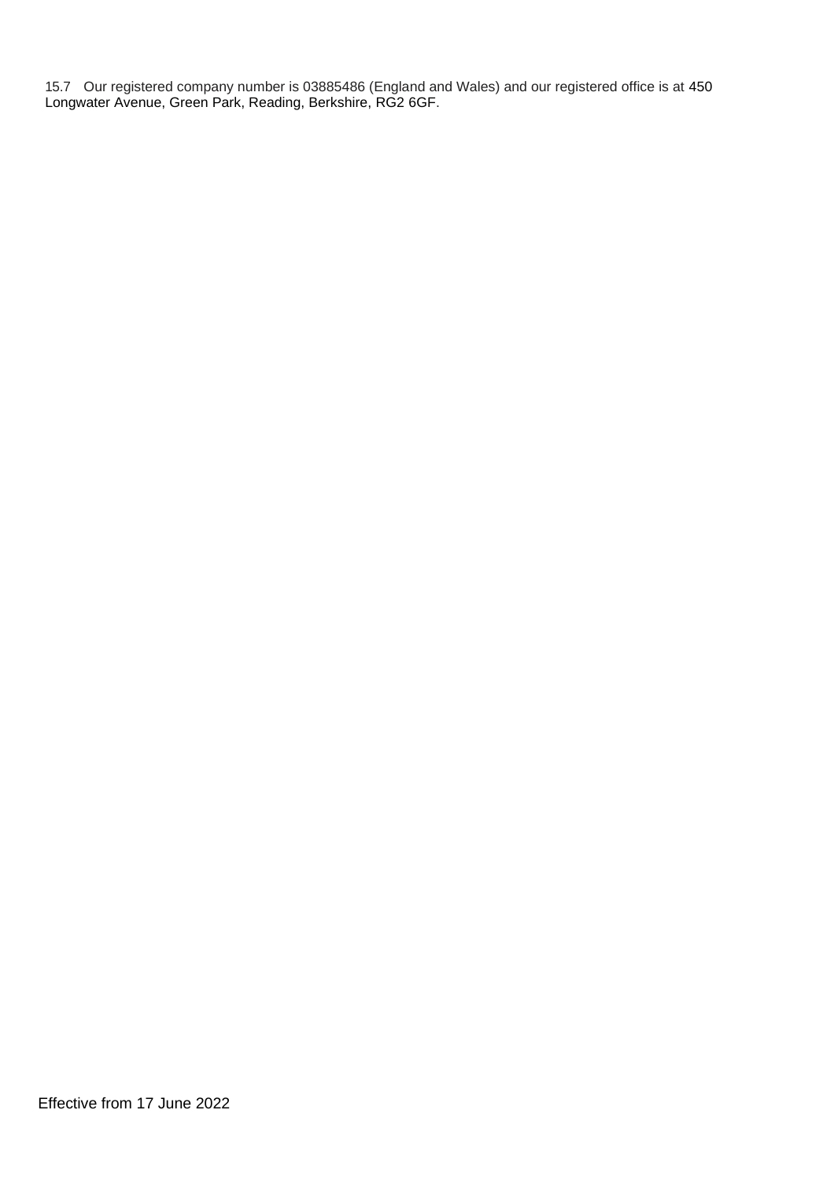15.7 Our registered company number is 03885486 (England and Wales) and our registered office is at 450 Longwater Avenue, Green Park, Reading, Berkshire, RG2 6GF.

Effective from 17 June 2022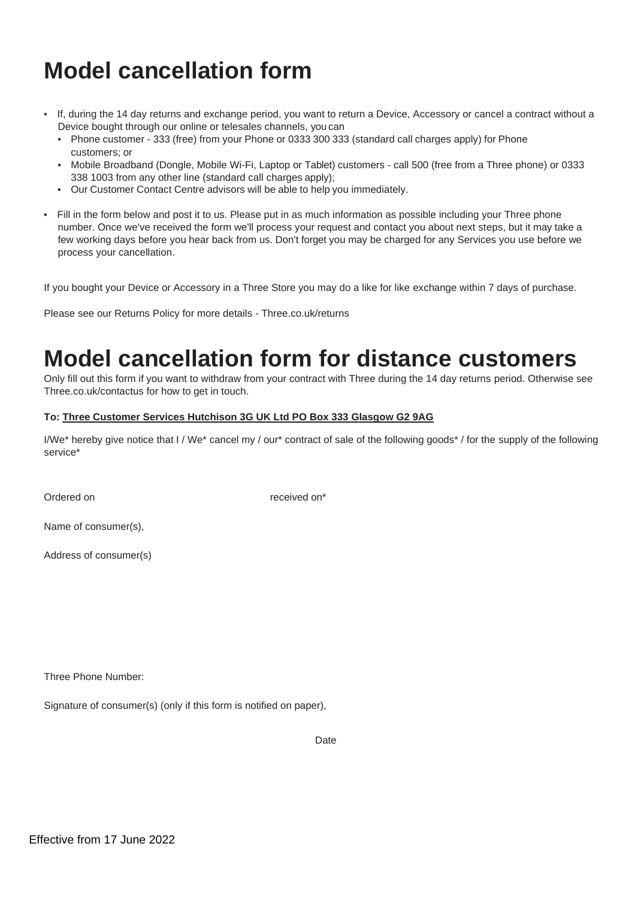# Model cancellation form

- If, during the 14 day returns and exchange period, you want to return a Device, Accessory or cancel a contract without a Device bought through our online or telesales channels, you can
  - Phone customer - 333 (free) from your Phone or 0333 300 333 (standard call charges apply) for Phone customers; or
  - Mobile Broadband (Dongle, Mobile Wi-Fi, Laptop or Tablet) customers - call 500 (free from a Three phone) or 0333 338 1003 from any other line (standard call charges apply);
  - Our Customer Contact Centre advisors will be able to help you immediately.
- Fill in the form below and post it to us. Please put in as much information as possible including your Three phone number. Once we've received the form we'll process your request and contact you about next steps, but it may take a few working days before you hear back from us. Don't forget you may be charged for any Services you use before we process your cancellation.

If you bought your Device or Accessory in a Three Store you may do a like for like exchange within 7 days of purchase.

Please see our Returns Policy for more details - Three.co.uk/returns

# Model cancellation form for distance customers

Only fill out this form if you want to withdraw from your contract with Three during the 14 day returns period. Otherwise see Three.co.uk/contactus for how to get in touch.

**To: Three Customer Services Hutchison 3G UK Ltd PO Box 333 Glasgow G2 9AG**

I/We* hereby give notice that I / We* cancel my / our* contract of sale of the following goods* / for the supply of the following service*

Ordered on received on*

Name of consumer(s),

Address of consumer(s)

Three Phone Number:

Signature of consumer(s) (only if this form is notified on paper),

Date

Effective from 17 June 2022